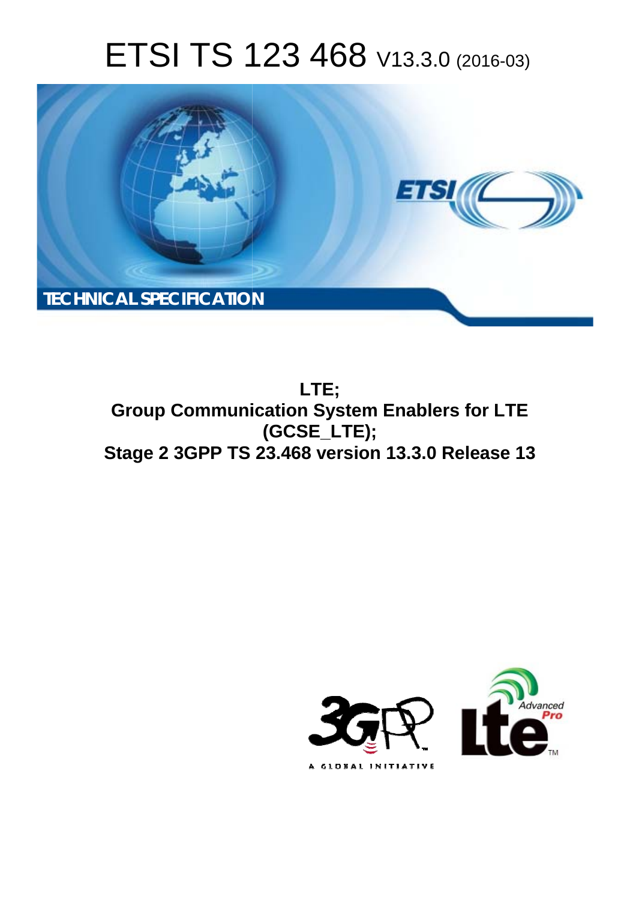# ETSI TS 123 468 V13.3.0 (2016-03)

TECHNICAL SPECIFICATION

**LTE;**
**Group Communication System Enablers for LTE (GCSE_LTE);**
**Stage 2 3GPP TS 23.468 version 13.3.0 Release 13**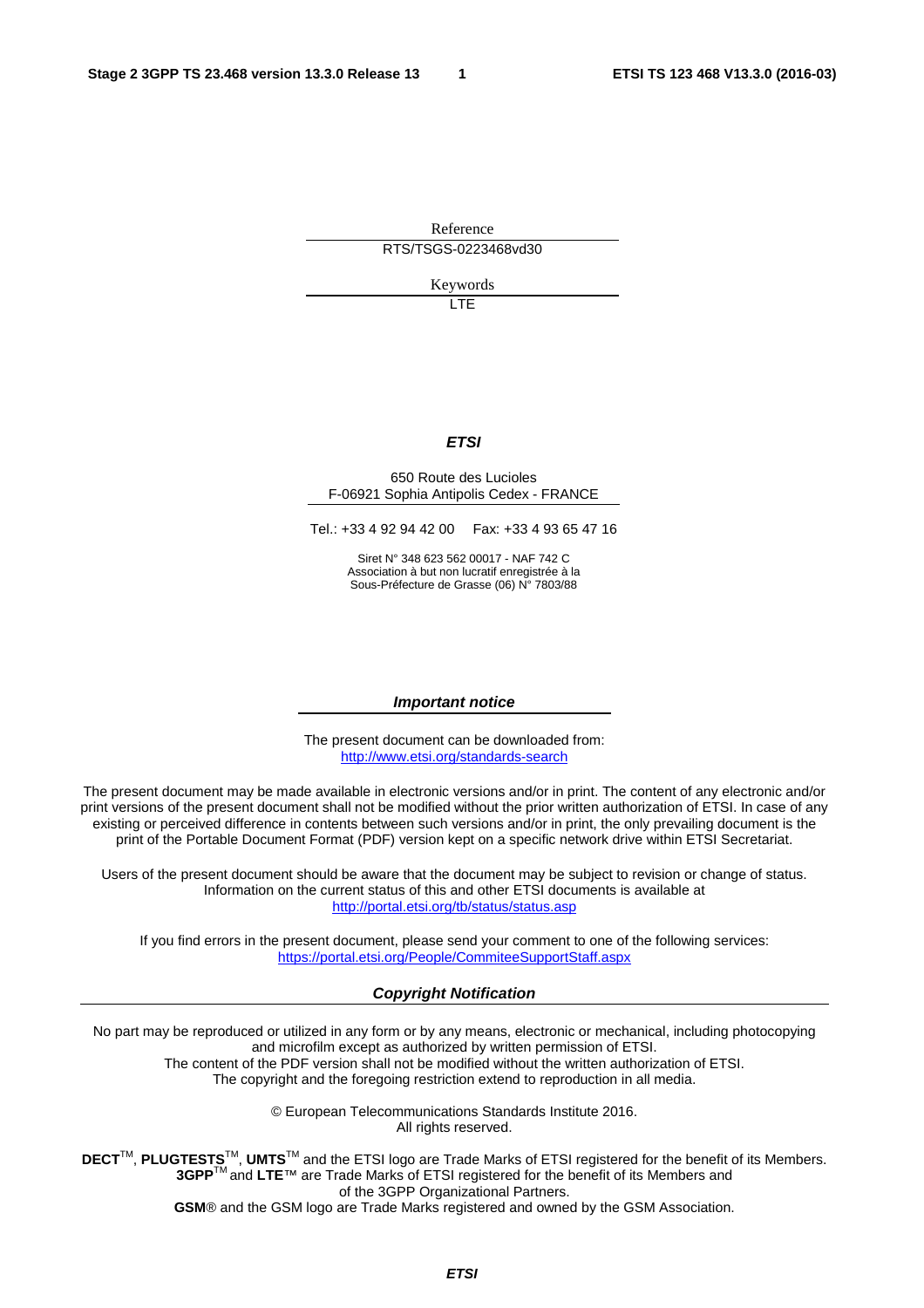Reference

RTS/TSGS-0223468vd30

Keywords

LTE

***ETSI***

650 Route des Lucioles
F-06921 Sophia Antipolis Cedex - FRANCE

Tel.: +33 4 92 94 42 00 Fax: +33 4 93 65 47 16

Siret N° 348 623 562 00017 - NAF 742 C
Association à but non lucratif enregistrée à la
Sous-Préfecture de Grasse (06) N° 7803/88

***Important notice***

The present document can be downloaded from:
http://www.etsi.org/standards-search

The present document may be made available in electronic versions and/or in print. The content of any electronic and/or print versions of the present document shall not be modified without the prior written authorization of ETSI. In case of any existing or perceived difference in contents between such versions and/or in print, the only prevailing document is the print of the Portable Document Format (PDF) version kept on a specific network drive within ETSI Secretariat.

Users of the present document should be aware that the document may be subject to revision or change of status. Information on the current status of this and other ETSI documents is available at
http://portal.etsi.org/tb/status/status.asp

If you find errors in the present document, please send your comment to one of the following services:
https://portal.etsi.org/People/CommiteeSupportStaff.aspx

***Copyright Notification***

No part may be reproduced or utilized in any form or by any means, electronic or mechanical, including photocopying and microfilm except as authorized by written permission of ETSI.
The content of the PDF version shall not be modified without the written authorization of ETSI.
The copyright and the foregoing restriction extend to reproduction in all media.

© European Telecommunications Standards Institute 2016.
All rights reserved.

**DECT**™, **PLUGTESTS**™, **UMTS**™ and the ETSI logo are Trade Marks of ETSI registered for the benefit of its Members.
**3GPP**™ and **LTE**™ are Trade Marks of ETSI registered for the benefit of its Members and of the 3GPP Organizational Partners.
**GSM**® and the GSM logo are Trade Marks registered and owned by the GSM Association.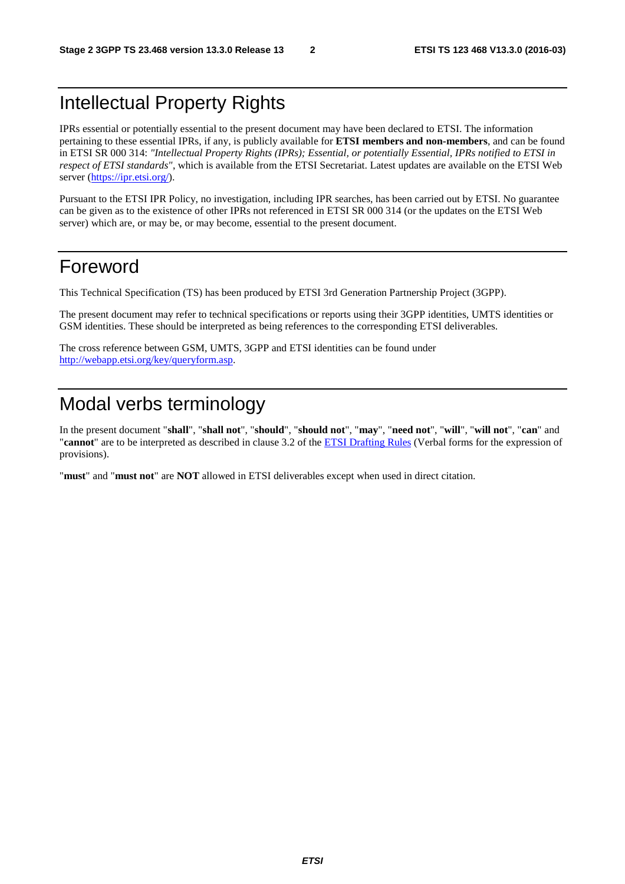# Intellectual Property Rights

IPRs essential or potentially essential to the present document may have been declared to ETSI. The information pertaining to these essential IPRs, if any, is publicly available for **ETSI members and non-members**, and can be found in ETSI SR 000 314: *"Intellectual Property Rights (IPRs); Essential, or potentially Essential, IPRs notified to ETSI in respect of ETSI standards"*, which is available from the ETSI Secretariat. Latest updates are available on the ETSI Web server (https://ipr.etsi.org/).

Pursuant to the ETSI IPR Policy, no investigation, including IPR searches, has been carried out by ETSI. No guarantee can be given as to the existence of other IPRs not referenced in ETSI SR 000 314 (or the updates on the ETSI Web server) which are, or may be, or may become, essential to the present document.

# Foreword

This Technical Specification (TS) has been produced by ETSI 3rd Generation Partnership Project (3GPP).

The present document may refer to technical specifications or reports using their 3GPP identities, UMTS identities or GSM identities. These should be interpreted as being references to the corresponding ETSI deliverables.

The cross reference between GSM, UMTS, 3GPP and ETSI identities can be found under http://webapp.etsi.org/key/queryform.asp.

# Modal verbs terminology

In the present document "**shall**", "**shall not**", "**should**", "**should not**", "**may**", "**need not**", "**will**", "**will not**", "**can**" and "**cannot**" are to be interpreted as described in clause 3.2 of the ETSI Drafting Rules (Verbal forms for the expression of provisions).

"**must**" and "**must not**" are **NOT** allowed in ETSI deliverables except when used in direct citation.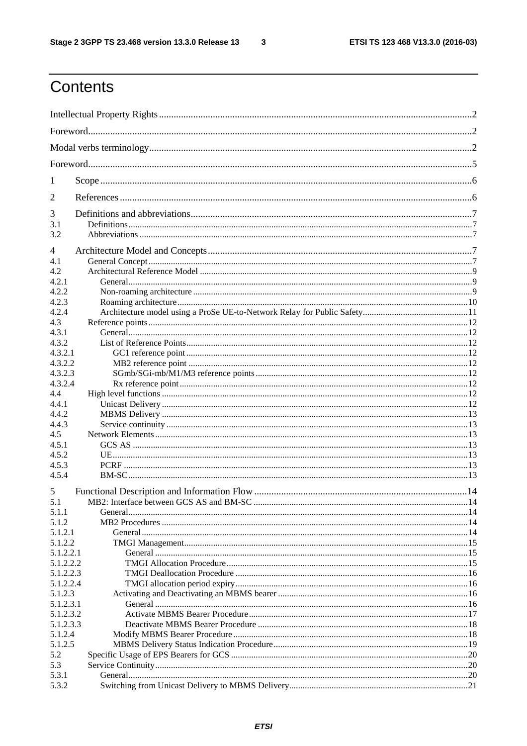# Contents

Intellectual Property Rights ..... 2

Foreword ..... 2

Modal verbs terminology ..... 2

Foreword ..... 5

1 Scope ..... 6

2 References ..... 6

3 Definitions and abbreviations ..... 7
3.1 Definitions ..... 7
3.2 Abbreviations ..... 7

4 Architecture Model and Concepts ..... 7
4.1 General Concept ..... 7
4.2 Architectural Reference Model ..... 9
4.2.1 General ..... 9
4.2.2 Non-roaming architecture ..... 9
4.2.3 Roaming architecture ..... 10
4.2.4 Architecture model using a ProSe UE-to-Network Relay for Public Safety ..... 11
4.3 Reference points ..... 12
4.3.1 General ..... 12
4.3.2 List of Reference Points ..... 12
4.3.2.1 GC1 reference point ..... 12
4.3.2.2 MB2 reference point ..... 12
4.3.2.3 SGmb/SGi-mb/M1/M3 reference points ..... 12
4.3.2.4 Rx reference point ..... 12
4.4 High level functions ..... 12
4.4.1 Unicast Delivery ..... 12
4.4.2 MBMS Delivery ..... 13
4.4.3 Service continuity ..... 13
4.5 Network Elements ..... 13
4.5.1 GCS AS ..... 13
4.5.2 UE ..... 13
4.5.3 PCRF ..... 13
4.5.4 BM-SC ..... 13

5 Functional Description and Information Flow ..... 14
5.1 MB2: Interface between GCS AS and BM-SC ..... 14
5.1.1 General ..... 14
5.1.2 MB2 Procedures ..... 14
5.1.2.1 General ..... 14
5.1.2.2 TMGI Management ..... 15
5.1.2.2.1 General ..... 15
5.1.2.2.2 TMGI Allocation Procedure ..... 15
5.1.2.2.3 TMGI Deallocation Procedure ..... 16
5.1.2.2.4 TMGI allocation period expiry ..... 16
5.1.2.3 Activating and Deactivating an MBMS bearer ..... 16
5.1.2.3.1 General ..... 16
5.1.2.3.2 Activate MBMS Bearer Procedure ..... 17
5.1.2.3.3 Deactivate MBMS Bearer Procedure ..... 18
5.1.2.4 Modify MBMS Bearer Procedure ..... 18
5.1.2.5 MBMS Delivery Status Indication Procedure ..... 19
5.2 Specific Usage of EPS Bearers for GCS ..... 20
5.3 Service Continuity ..... 20
5.3.1 General ..... 20
5.3.2 Switching from Unicast Delivery to MBMS Delivery ..... 21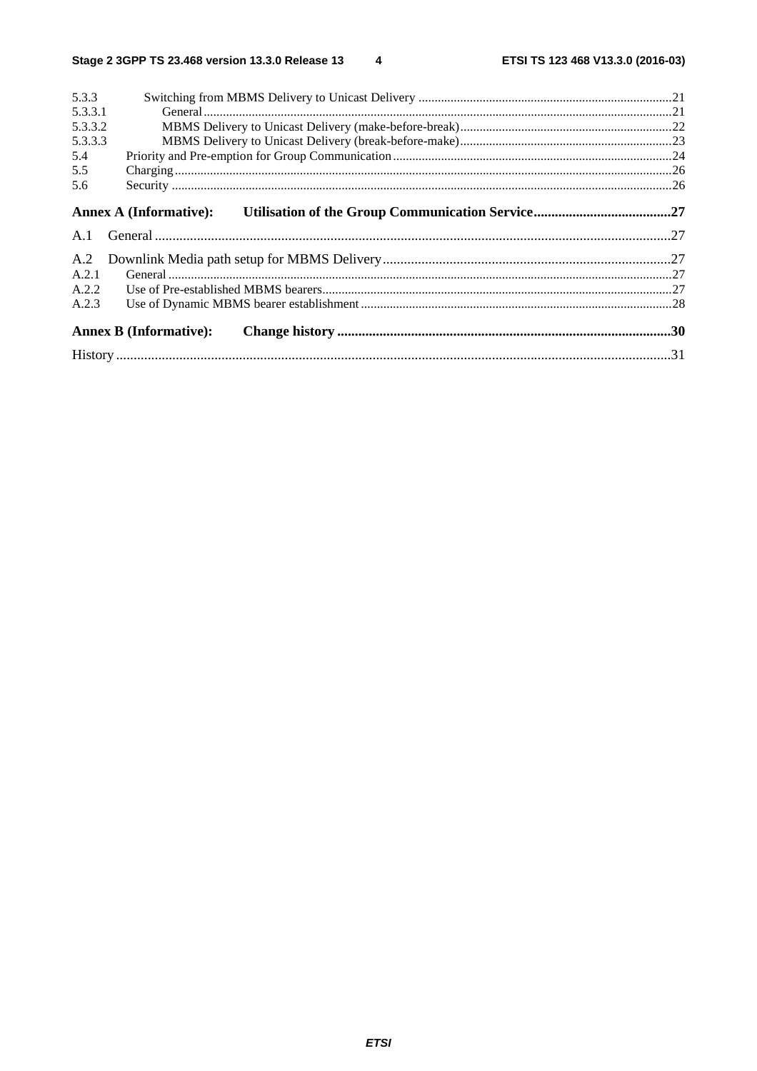5.3.3 Switching from MBMS Delivery to Unicast Delivery ....21
5.3.3.1 General ....21
5.3.3.2 MBMS Delivery to Unicast Delivery (make-before-break) ....22
5.3.3.3 MBMS Delivery to Unicast Delivery (break-before-make) ....23
5.4 Priority and Pre-emption for Group Communication ....24
5.5 Charging ....26
5.6 Security ....26

**Annex A (Informative): Utilisation of the Group Communication Service ....27**

A.1 General ....27

A.2 Downlink Media path setup for MBMS Delivery ....27
A.2.1 General ....27
A.2.2 Use of Pre-established MBMS bearers ....27
A.2.3 Use of Dynamic MBMS bearer establishment ....28

**Annex B (Informative): Change history ....30**

History ....31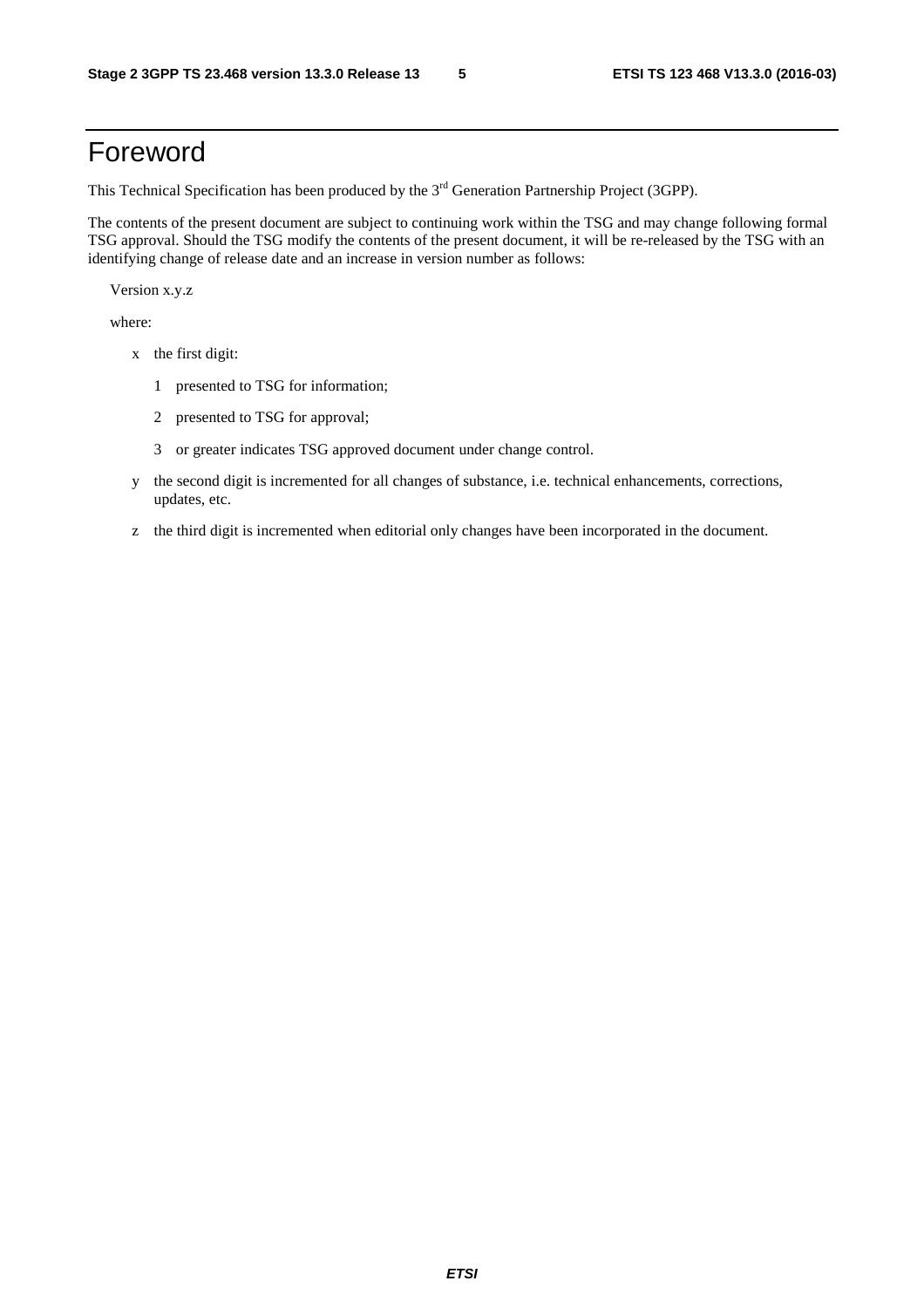# Foreword

This Technical Specification has been produced by the 3rd Generation Partnership Project (3GPP).

The contents of the present document are subject to continuing work within the TSG and may change following formal TSG approval. Should the TSG modify the contents of the present document, it will be re-released by the TSG with an identifying change of release date and an increase in version number as follows:

Version x.y.z

where:

- x the first digit:
  - 1 presented to TSG for information;
  - 2 presented to TSG for approval;
  - 3 or greater indicates TSG approved document under change control.
- y the second digit is incremented for all changes of substance, i.e. technical enhancements, corrections, updates, etc.
- z the third digit is incremented when editorial only changes have been incorporated in the document.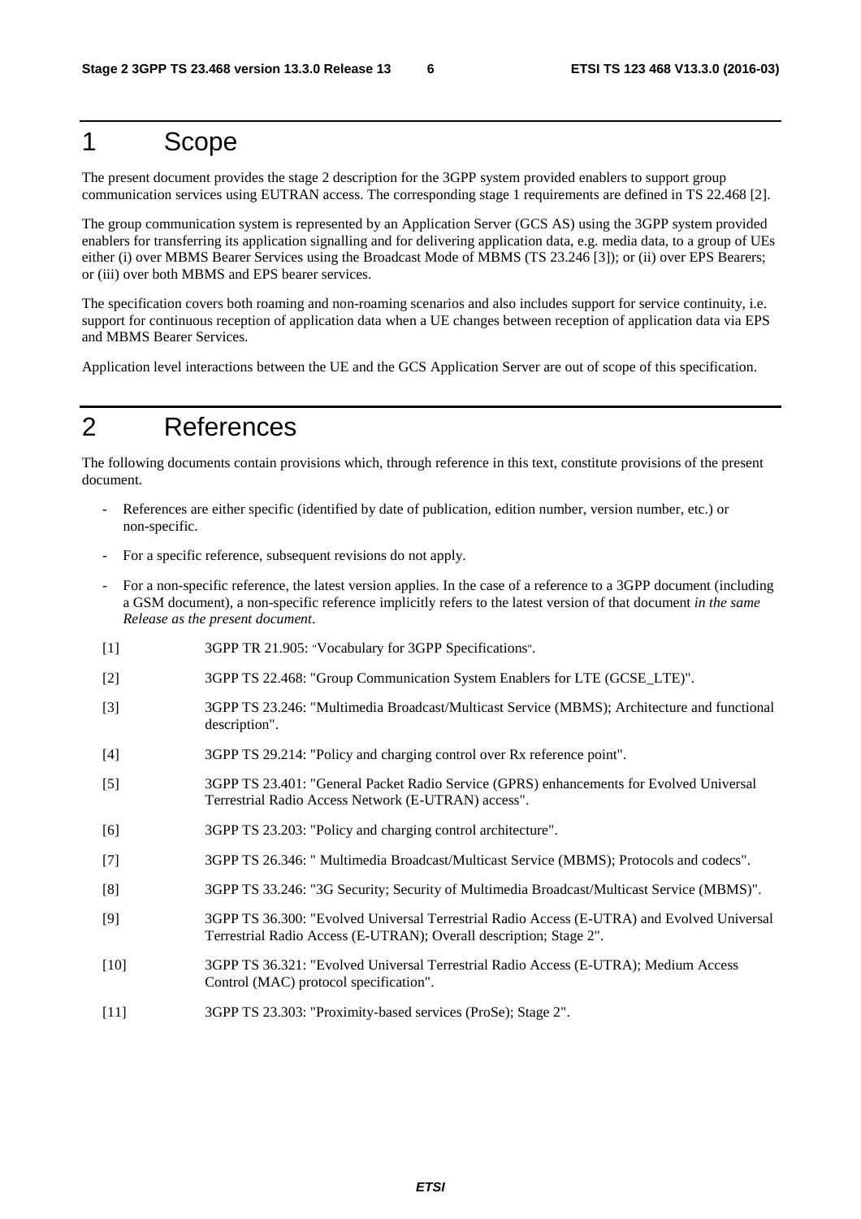# 1 Scope

The present document provides the stage 2 description for the 3GPP system provided enablers to support group communication services using EUTRAN access. The corresponding stage 1 requirements are defined in TS 22.468 [2].

The group communication system is represented by an Application Server (GCS AS) using the 3GPP system provided enablers for transferring its application signalling and for delivering application data, e.g. media data, to a group of UEs either (i) over MBMS Bearer Services using the Broadcast Mode of MBMS (TS 23.246 [3]); or (ii) over EPS Bearers; or (iii) over both MBMS and EPS bearer services.

The specification covers both roaming and non-roaming scenarios and also includes support for service continuity, i.e. support for continuous reception of application data when a UE changes between reception of application data via EPS and MBMS Bearer Services.

Application level interactions between the UE and the GCS Application Server are out of scope of this specification.

# 2 References

The following documents contain provisions which, through reference in this text, constitute provisions of the present document.

- References are either specific (identified by date of publication, edition number, version number, etc.) or non-specific.
- For a specific reference, subsequent revisions do not apply.
- For a non-specific reference, the latest version applies. In the case of a reference to a 3GPP document (including a GSM document), a non-specific reference implicitly refers to the latest version of that document *in the same Release as the present document*.

[1] 3GPP TR 21.905: "Vocabulary for 3GPP Specifications".

[2] 3GPP TS 22.468: "Group Communication System Enablers for LTE (GCSE_LTE)".

[3] 3GPP TS 23.246: "Multimedia Broadcast/Multicast Service (MBMS); Architecture and functional description".

[4] 3GPP TS 29.214: "Policy and charging control over Rx reference point".

[5] 3GPP TS 23.401: "General Packet Radio Service (GPRS) enhancements for Evolved Universal Terrestrial Radio Access Network (E-UTRAN) access".

[6] 3GPP TS 23.203: "Policy and charging control architecture".

[7] 3GPP TS 26.346: " Multimedia Broadcast/Multicast Service (MBMS); Protocols and codecs".

[8] 3GPP TS 33.246: "3G Security; Security of Multimedia Broadcast/Multicast Service (MBMS)".

[9] 3GPP TS 36.300: "Evolved Universal Terrestrial Radio Access (E-UTRA) and Evolved Universal Terrestrial Radio Access (E-UTRAN); Overall description; Stage 2".

[10] 3GPP TS 36.321: "Evolved Universal Terrestrial Radio Access (E-UTRA); Medium Access Control (MAC) protocol specification".

[11] 3GPP TS 23.303: "Proximity-based services (ProSe); Stage 2".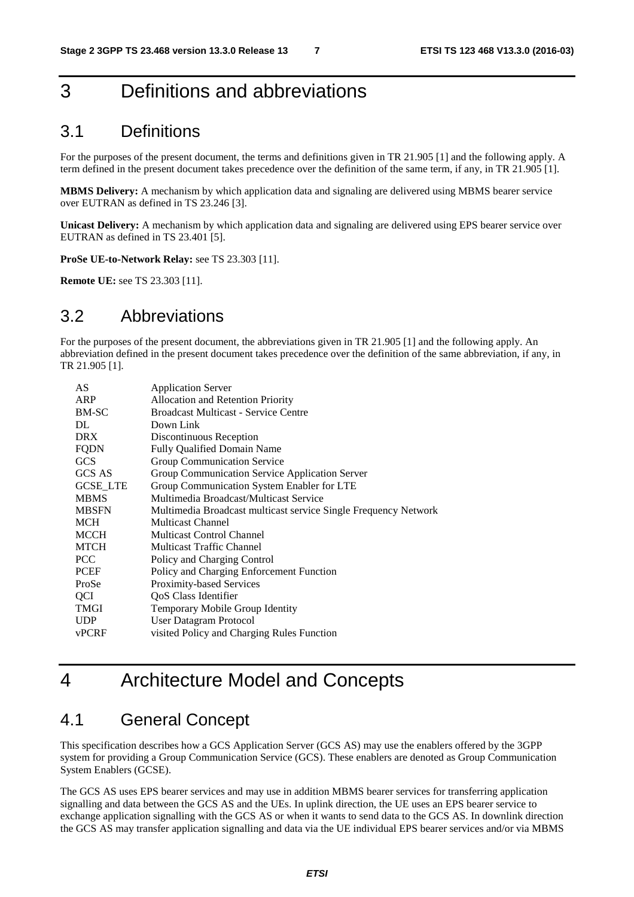# 3 Definitions and abbreviations

## 3.1 Definitions

For the purposes of the present document, the terms and definitions given in TR 21.905 [1] and the following apply. A term defined in the present document takes precedence over the definition of the same term, if any, in TR 21.905 [1].

**MBMS Delivery:** A mechanism by which application data and signaling are delivered using MBMS bearer service over EUTRAN as defined in TS 23.246 [3].

**Unicast Delivery:** A mechanism by which application data and signaling are delivered using EPS bearer service over EUTRAN as defined in TS 23.401 [5].

**ProSe UE-to-Network Relay:** see TS 23.303 [11].

**Remote UE:** see TS 23.303 [11].

## 3.2 Abbreviations

For the purposes of the present document, the abbreviations given in TR 21.905 [1] and the following apply. An abbreviation defined in the present document takes precedence over the definition of the same abbreviation, if any, in TR 21.905 [1].

| | |
|---|---|
| AS | Application Server |
| ARP | Allocation and Retention Priority |
| BM-SC | Broadcast Multicast - Service Centre |
| DL | Down Link |
| DRX | Discontinuous Reception |
| FQDN | Fully Qualified Domain Name |
| GCS | Group Communication Service |
| GCS AS | Group Communication Service Application Server |
| GCSE_LTE | Group Communication System Enabler for LTE |
| MBMS | Multimedia Broadcast/Multicast Service |
| MBSFN | Multimedia Broadcast multicast service Single Frequency Network |
| MCH | Multicast Channel |
| MCCH | Multicast Control Channel |
| MTCH | Multicast Traffic Channel |
| PCC | Policy and Charging Control |
| PCEF | Policy and Charging Enforcement Function |
| ProSe | Proximity-based Services |
| QCI | QoS Class Identifier |
| TMGI | Temporary Mobile Group Identity |
| UDP | User Datagram Protocol |
| vPCRF | visited Policy and Charging Rules Function |

# 4 Architecture Model and Concepts

## 4.1 General Concept

This specification describes how a GCS Application Server (GCS AS) may use the enablers offered by the 3GPP system for providing a Group Communication Service (GCS). These enablers are denoted as Group Communication System Enablers (GCSE).

The GCS AS uses EPS bearer services and may use in addition MBMS bearer services for transferring application signalling and data between the GCS AS and the UEs. In uplink direction, the UE uses an EPS bearer service to exchange application signalling with the GCS AS or when it wants to send data to the GCS AS. In downlink direction the GCS AS may transfer application signalling and data via the UE individual EPS bearer services and/or via MBMS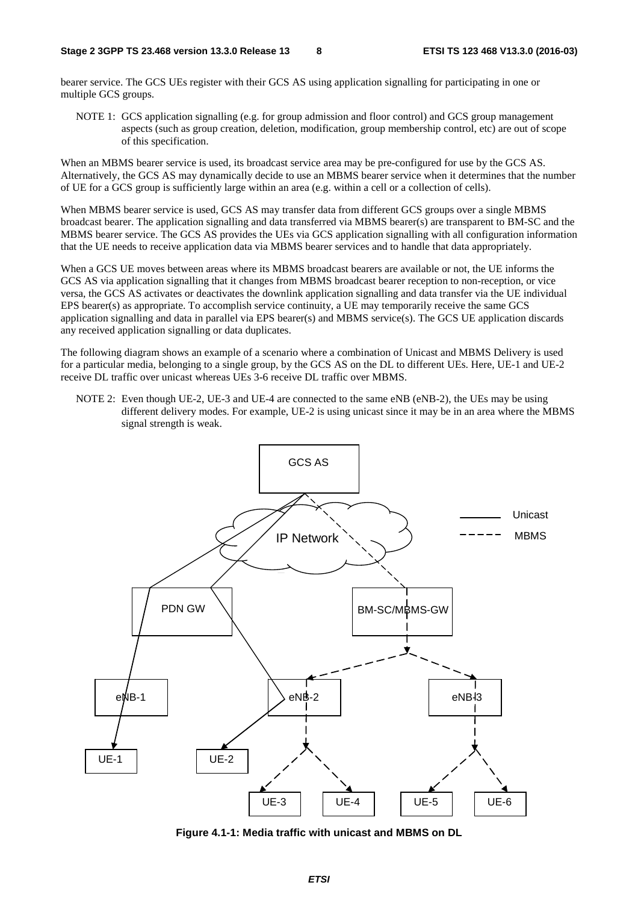bearer service. The GCS UEs register with their GCS AS using application signalling for participating in one or multiple GCS groups.

NOTE 1: GCS application signalling (e.g. for group admission and floor control) and GCS group management aspects (such as group creation, deletion, modification, group membership control, etc) are out of scope of this specification.

When an MBMS bearer service is used, its broadcast service area may be pre-configured for use by the GCS AS. Alternatively, the GCS AS may dynamically decide to use an MBMS bearer service when it determines that the number of UE for a GCS group is sufficiently large within an area (e.g. within a cell or a collection of cells).

When MBMS bearer service is used, GCS AS may transfer data from different GCS groups over a single MBMS broadcast bearer. The application signalling and data transferred via MBMS bearer(s) are transparent to BM-SC and the MBMS bearer service. The GCS AS provides the UEs via GCS application signalling with all configuration information that the UE needs to receive application data via MBMS bearer services and to handle that data appropriately.

When a GCS UE moves between areas where its MBMS broadcast bearers are available or not, the UE informs the GCS AS via application signalling that it changes from MBMS broadcast bearer reception to non-reception, or vice versa, the GCS AS activates or deactivates the downlink application signalling and data transfer via the UE individual EPS bearer(s) as appropriate. To accomplish service continuity, a UE may temporarily receive the same GCS application signalling and data in parallel via EPS bearer(s) and MBMS service(s). The GCS UE application discards any received application signalling or data duplicates.

The following diagram shows an example of a scenario where a combination of Unicast and MBMS Delivery is used for a particular media, belonging to a single group, by the GCS AS on the DL to different UEs. Here, UE-1 and UE-2 receive DL traffic over unicast whereas UEs 3-6 receive DL traffic over MBMS.

NOTE 2: Even though UE-2, UE-3 and UE-4 are connected to the same eNB (eNB-2), the UEs may be using different delivery modes. For example, UE-2 is using unicast since it may be in an area where the MBMS signal strength is weak.

**Figure 4.1-1: Media traffic with unicast and MBMS on DL**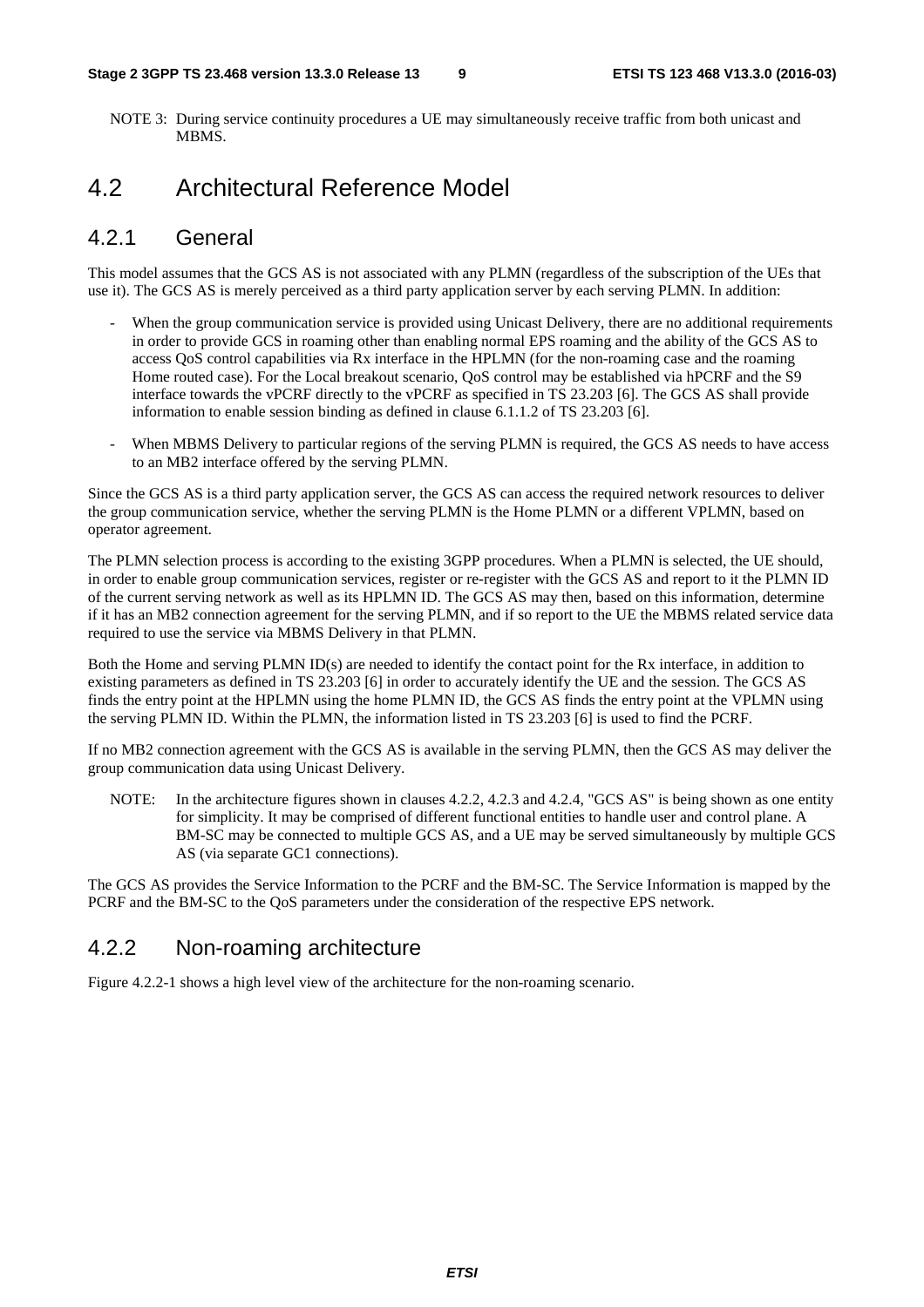NOTE 3: During service continuity procedures a UE may simultaneously receive traffic from both unicast and MBMS.

## 4.2 Architectural Reference Model

### 4.2.1 General

This model assumes that the GCS AS is not associated with any PLMN (regardless of the subscription of the UEs that use it). The GCS AS is merely perceived as a third party application server by each serving PLMN. In addition:

- When the group communication service is provided using Unicast Delivery, there are no additional requirements in order to provide GCS in roaming other than enabling normal EPS roaming and the ability of the GCS AS to access QoS control capabilities via Rx interface in the HPLMN (for the non-roaming case and the roaming Home routed case). For the Local breakout scenario, QoS control may be established via hPCRF and the S9 interface towards the vPCRF directly to the vPCRF as specified in TS 23.203 [6]. The GCS AS shall provide information to enable session binding as defined in clause 6.1.1.2 of TS 23.203 [6].

- When MBMS Delivery to particular regions of the serving PLMN is required, the GCS AS needs to have access to an MB2 interface offered by the serving PLMN.

Since the GCS AS is a third party application server, the GCS AS can access the required network resources to deliver the group communication service, whether the serving PLMN is the Home PLMN or a different VPLMN, based on operator agreement.

The PLMN selection process is according to the existing 3GPP procedures. When a PLMN is selected, the UE should, in order to enable group communication services, register or re-register with the GCS AS and report to it the PLMN ID of the current serving network as well as its HPLMN ID. The GCS AS may then, based on this information, determine if it has an MB2 connection agreement for the serving PLMN, and if so report to the UE the MBMS related service data required to use the service via MBMS Delivery in that PLMN.

Both the Home and serving PLMN ID(s) are needed to identify the contact point for the Rx interface, in addition to existing parameters as defined in TS 23.203 [6] in order to accurately identify the UE and the session. The GCS AS finds the entry point at the HPLMN using the home PLMN ID, the GCS AS finds the entry point at the VPLMN using the serving PLMN ID. Within the PLMN, the information listed in TS 23.203 [6] is used to find the PCRF.

If no MB2 connection agreement with the GCS AS is available in the serving PLMN, then the GCS AS may deliver the group communication data using Unicast Delivery.

NOTE: In the architecture figures shown in clauses 4.2.2, 4.2.3 and 4.2.4, "GCS AS" is being shown as one entity for simplicity. It may be comprised of different functional entities to handle user and control plane. A BM-SC may be connected to multiple GCS AS, and a UE may be served simultaneously by multiple GCS AS (via separate GC1 connections).

The GCS AS provides the Service Information to the PCRF and the BM-SC. The Service Information is mapped by the PCRF and the BM-SC to the QoS parameters under the consideration of the respective EPS network.

### 4.2.2 Non-roaming architecture

Figure 4.2.2-1 shows a high level view of the architecture for the non-roaming scenario.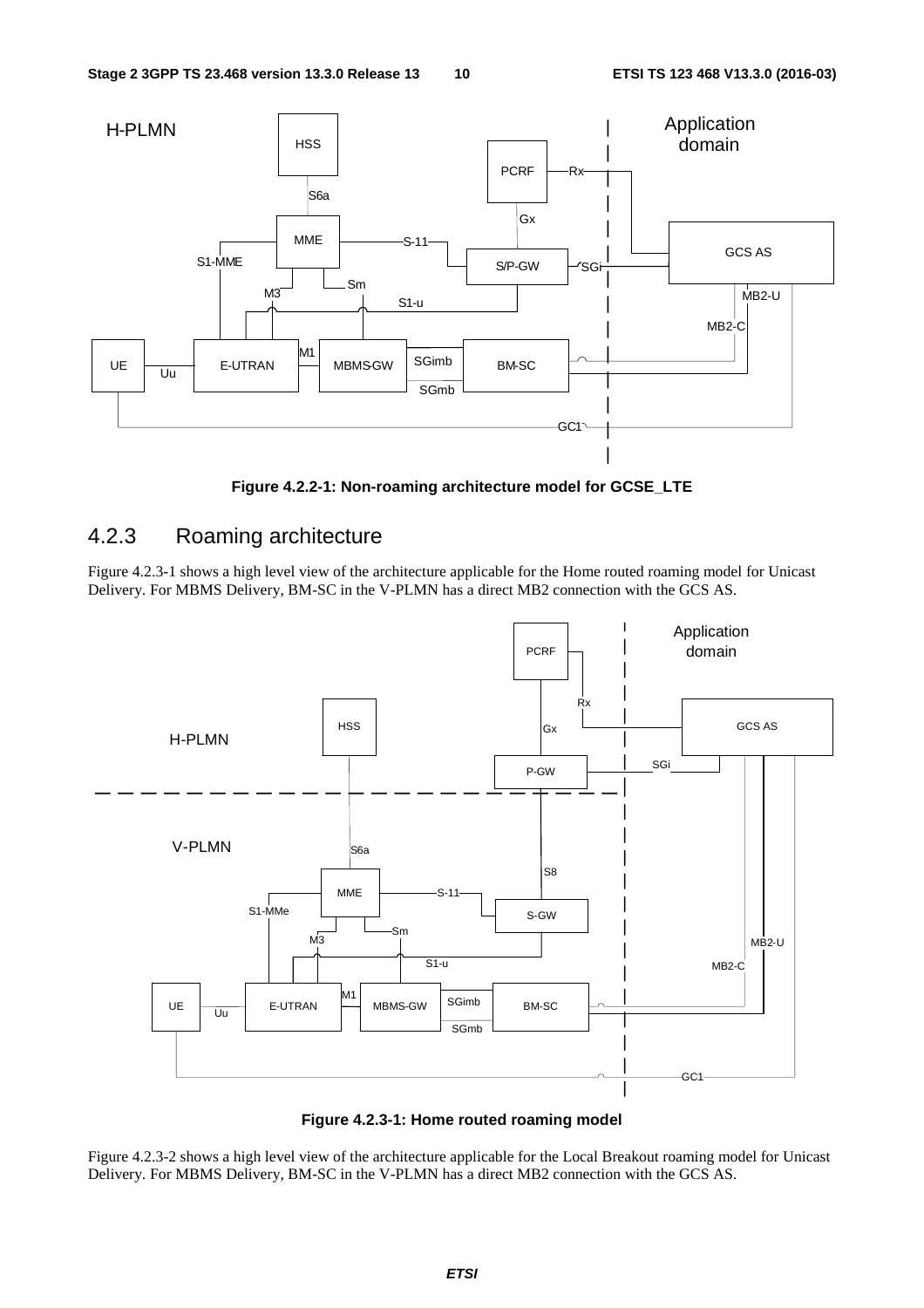Figure 4.2.2-1: Non-roaming architecture model for GCSE_LTE

## 4.2.3 Roaming architecture

Figure 4.2.3-1 shows a high level view of the architecture applicable for the Home routed roaming model for Unicast Delivery. For MBMS Delivery, BM-SC in the V-PLMN has a direct MB2 connection with the GCS AS.

Figure 4.2.3-1: Home routed roaming model

Figure 4.2.3-2 shows a high level view of the architecture applicable for the Local Breakout roaming model for Unicast Delivery. For MBMS Delivery, BM-SC in the V-PLMN has a direct MB2 connection with the GCS AS.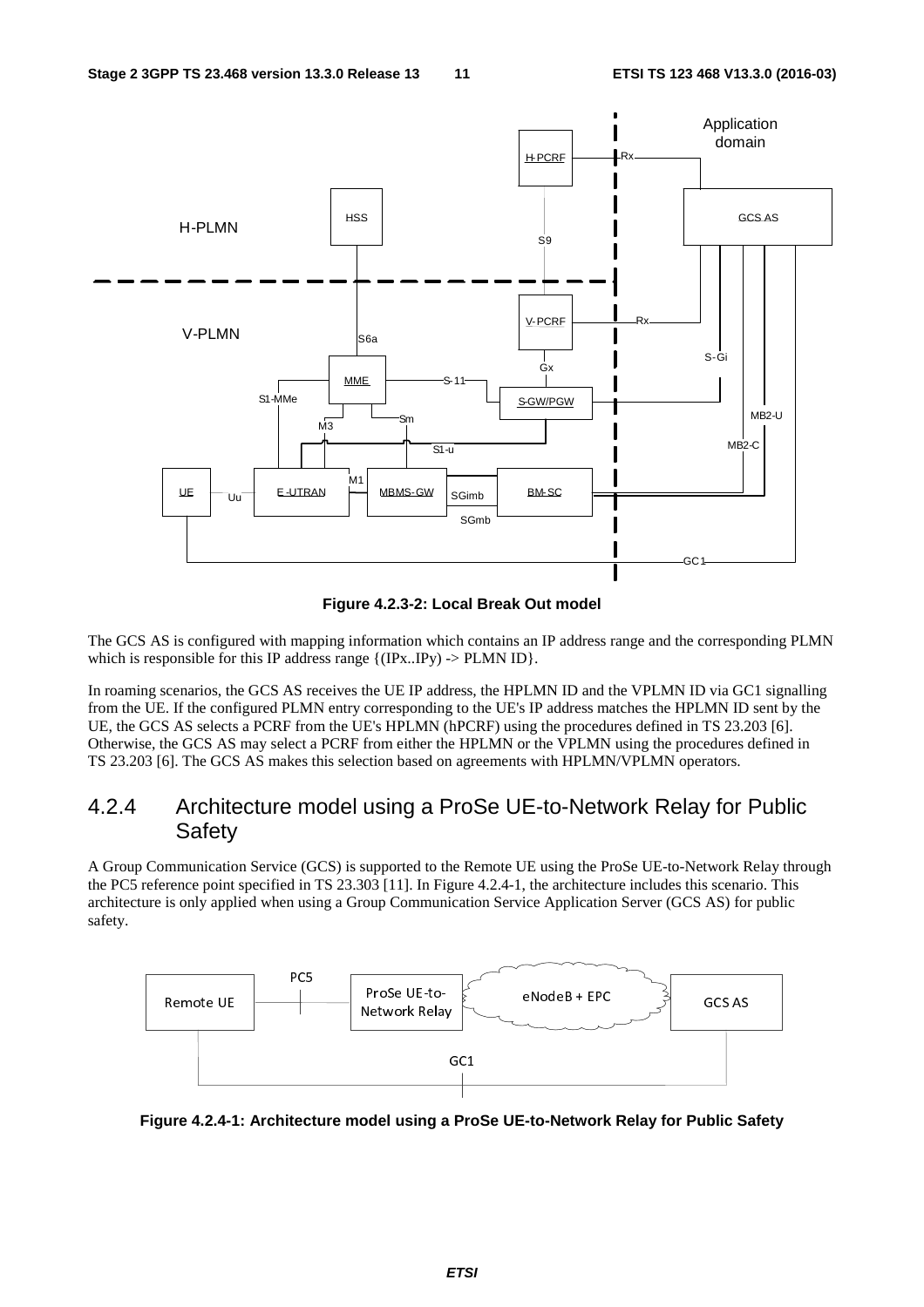Figure 4.2.3-2: Local Break Out model

The GCS AS is configured with mapping information which contains an IP address range and the corresponding PLMN which is responsible for this IP address range {(IPx..IPy) -> PLMN ID}.

In roaming scenarios, the GCS AS receives the UE IP address, the HPLMN ID and the VPLMN ID via GC1 signalling from the UE. If the configured PLMN entry corresponding to the UE's IP address matches the HPLMN ID sent by the UE, the GCS AS selects a PCRF from the UE's HPLMN (hPCRF) using the procedures defined in TS 23.203 [6]. Otherwise, the GCS AS may select a PCRF from either the HPLMN or the VPLMN using the procedures defined in TS 23.203 [6]. The GCS AS makes this selection based on agreements with HPLMN/VPLMN operators.

### 4.2.4 Architecture model using a ProSe UE-to-Network Relay for Public Safety

A Group Communication Service (GCS) is supported to the Remote UE using the ProSe UE-to-Network Relay through the PC5 reference point specified in TS 23.303 [11]. In Figure 4.2.4-1, the architecture includes this scenario. This architecture is only applied when using a Group Communication Service Application Server (GCS AS) for public safety.

Figure 4.2.4-1: Architecture model using a ProSe UE-to-Network Relay for Public Safety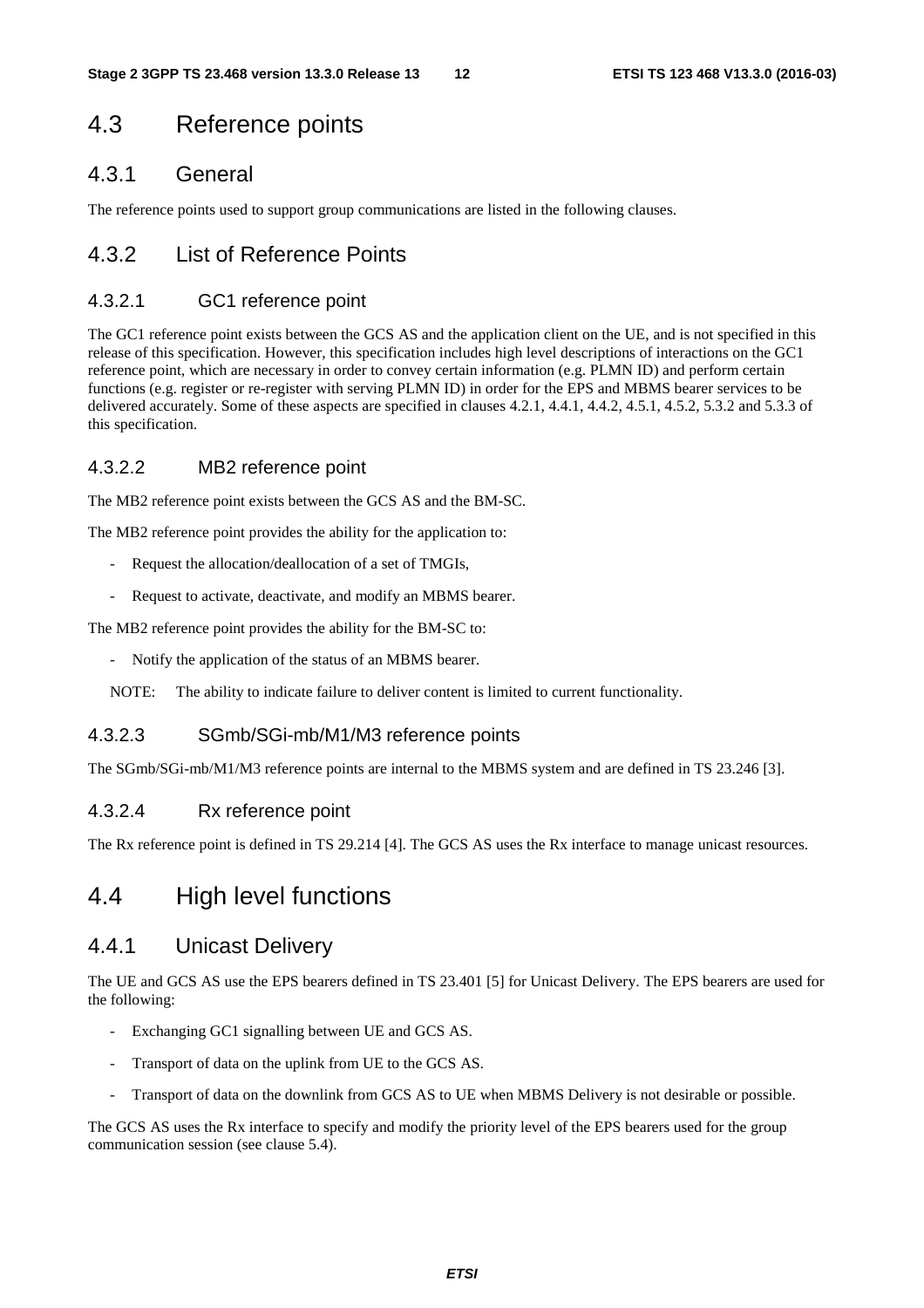## 4.3 Reference points

### 4.3.1 General

The reference points used to support group communications are listed in the following clauses.

### 4.3.2 List of Reference Points

#### 4.3.2.1 GC1 reference point

The GC1 reference point exists between the GCS AS and the application client on the UE, and is not specified in this release of this specification. However, this specification includes high level descriptions of interactions on the GC1 reference point, which are necessary in order to convey certain information (e.g. PLMN ID) and perform certain functions (e.g. register or re-register with serving PLMN ID) in order for the EPS and MBMS bearer services to be delivered accurately. Some of these aspects are specified in clauses 4.2.1, 4.4.1, 4.4.2, 4.5.1, 4.5.2, 5.3.2 and 5.3.3 of this specification.

#### 4.3.2.2 MB2 reference point

The MB2 reference point exists between the GCS AS and the BM-SC.

The MB2 reference point provides the ability for the application to:

- Request the allocation/deallocation of a set of TMGIs,
- Request to activate, deactivate, and modify an MBMS bearer.

The MB2 reference point provides the ability for the BM-SC to:

- Notify the application of the status of an MBMS bearer.

NOTE: The ability to indicate failure to deliver content is limited to current functionality.

#### 4.3.2.3 SGmb/SGi-mb/M1/M3 reference points

The SGmb/SGi-mb/M1/M3 reference points are internal to the MBMS system and are defined in TS 23.246 [3].

#### 4.3.2.4 Rx reference point

The Rx reference point is defined in TS 29.214 [4]. The GCS AS uses the Rx interface to manage unicast resources.

## 4.4 High level functions

### 4.4.1 Unicast Delivery

The UE and GCS AS use the EPS bearers defined in TS 23.401 [5] for Unicast Delivery. The EPS bearers are used for the following:

- Exchanging GC1 signalling between UE and GCS AS.
- Transport of data on the uplink from UE to the GCS AS.
- Transport of data on the downlink from GCS AS to UE when MBMS Delivery is not desirable or possible.

The GCS AS uses the Rx interface to specify and modify the priority level of the EPS bearers used for the group communication session (see clause 5.4).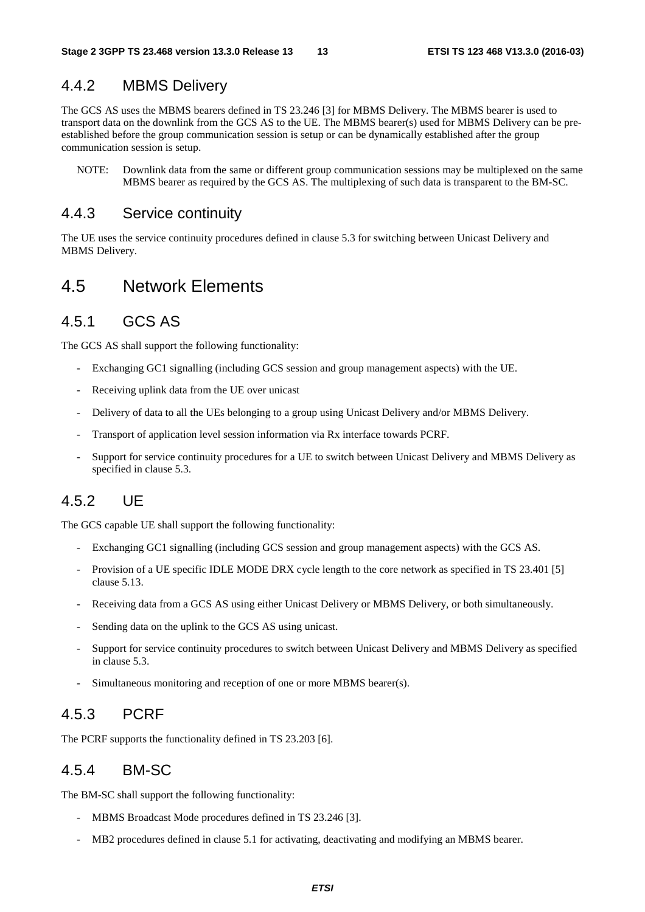### 4.4.2 MBMS Delivery

The GCS AS uses the MBMS bearers defined in TS 23.246 [3] for MBMS Delivery. The MBMS bearer is used to transport data on the downlink from the GCS AS to the UE. The MBMS bearer(s) used for MBMS Delivery can be pre-established before the group communication session is setup or can be dynamically established after the group communication session is setup.

NOTE: Downlink data from the same or different group communication sessions may be multiplexed on the same MBMS bearer as required by the GCS AS. The multiplexing of such data is transparent to the BM-SC.

### 4.4.3 Service continuity

The UE uses the service continuity procedures defined in clause 5.3 for switching between Unicast Delivery and MBMS Delivery.

## 4.5 Network Elements

### 4.5.1 GCS AS

The GCS AS shall support the following functionality:

- Exchanging GC1 signalling (including GCS session and group management aspects) with the UE.
- Receiving uplink data from the UE over unicast
- Delivery of data to all the UEs belonging to a group using Unicast Delivery and/or MBMS Delivery.
- Transport of application level session information via Rx interface towards PCRF.
- Support for service continuity procedures for a UE to switch between Unicast Delivery and MBMS Delivery as specified in clause 5.3.

### 4.5.2 UE

The GCS capable UE shall support the following functionality:

- Exchanging GC1 signalling (including GCS session and group management aspects) with the GCS AS.
- Provision of a UE specific IDLE MODE DRX cycle length to the core network as specified in TS 23.401 [5] clause 5.13.
- Receiving data from a GCS AS using either Unicast Delivery or MBMS Delivery, or both simultaneously.
- Sending data on the uplink to the GCS AS using unicast.
- Support for service continuity procedures to switch between Unicast Delivery and MBMS Delivery as specified in clause 5.3.
- Simultaneous monitoring and reception of one or more MBMS bearer(s).

### 4.5.3 PCRF

The PCRF supports the functionality defined in TS 23.203 [6].

### 4.5.4 BM-SC

The BM-SC shall support the following functionality:

- MBMS Broadcast Mode procedures defined in TS 23.246 [3].
- MB2 procedures defined in clause 5.1 for activating, deactivating and modifying an MBMS bearer.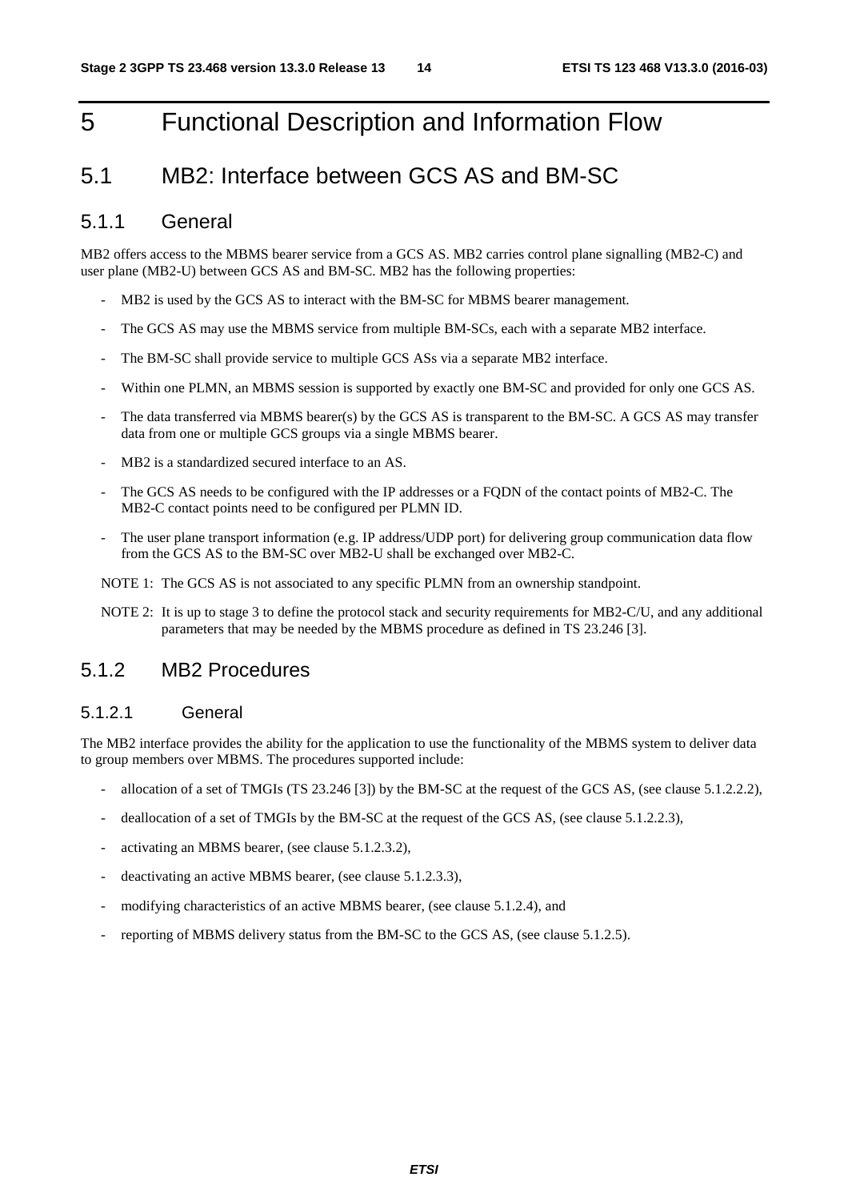# 5 Functional Description and Information Flow

## 5.1 MB2: Interface between GCS AS and BM-SC

### 5.1.1 General

MB2 offers access to the MBMS bearer service from a GCS AS. MB2 carries control plane signalling (MB2-C) and user plane (MB2-U) between GCS AS and BM-SC. MB2 has the following properties:

- MB2 is used by the GCS AS to interact with the BM-SC for MBMS bearer management.
- The GCS AS may use the MBMS service from multiple BM-SCs, each with a separate MB2 interface.
- The BM-SC shall provide service to multiple GCS ASs via a separate MB2 interface.
- Within one PLMN, an MBMS session is supported by exactly one BM-SC and provided for only one GCS AS.
- The data transferred via MBMS bearer(s) by the GCS AS is transparent to the BM-SC. A GCS AS may transfer data from one or multiple GCS groups via a single MBMS bearer.
- MB2 is a standardized secured interface to an AS.
- The GCS AS needs to be configured with the IP addresses or a FQDN of the contact points of MB2-C. The MB2-C contact points need to be configured per PLMN ID.
- The user plane transport information (e.g. IP address/UDP port) for delivering group communication data flow from the GCS AS to the BM-SC over MB2-U shall be exchanged over MB2-C.

NOTE 1: The GCS AS is not associated to any specific PLMN from an ownership standpoint.

NOTE 2: It is up to stage 3 to define the protocol stack and security requirements for MB2-C/U, and any additional parameters that may be needed by the MBMS procedure as defined in TS 23.246 [3].

### 5.1.2 MB2 Procedures

#### 5.1.2.1 General

The MB2 interface provides the ability for the application to use the functionality of the MBMS system to deliver data to group members over MBMS. The procedures supported include:

- allocation of a set of TMGIs (TS 23.246 [3]) by the BM-SC at the request of the GCS AS, (see clause 5.1.2.2.2),
- deallocation of a set of TMGIs by the BM-SC at the request of the GCS AS, (see clause 5.1.2.2.3),
- activating an MBMS bearer, (see clause 5.1.2.3.2),
- deactivating an active MBMS bearer, (see clause 5.1.2.3.3),
- modifying characteristics of an active MBMS bearer, (see clause 5.1.2.4), and
- reporting of MBMS delivery status from the BM-SC to the GCS AS, (see clause 5.1.2.5).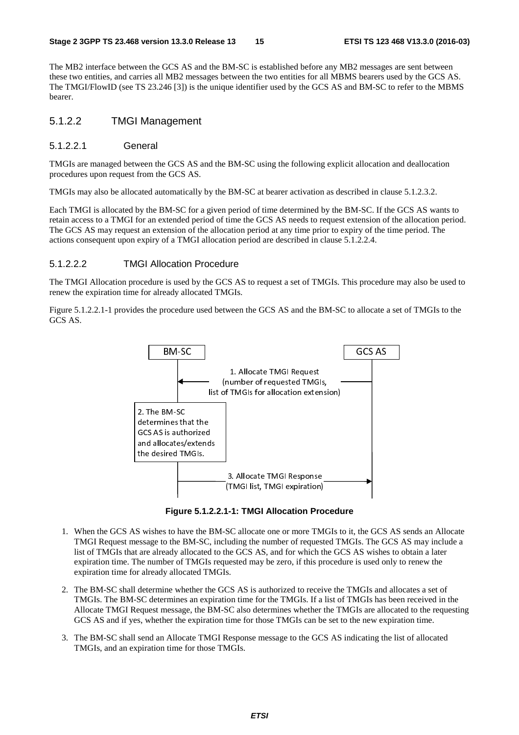The MB2 interface between the GCS AS and the BM-SC is established before any MB2 messages are sent between these two entities, and carries all MB2 messages between the two entities for all MBMS bearers used by the GCS AS. The TMGI/FlowID (see TS 23.246 [3]) is the unique identifier used by the GCS AS and BM-SC to refer to the MBMS bearer.

### 5.1.2.2 TMGI Management

#### 5.1.2.2.1 General

TMGIs are managed between the GCS AS and the BM-SC using the following explicit allocation and deallocation procedures upon request from the GCS AS.

TMGIs may also be allocated automatically by the BM-SC at bearer activation as described in clause 5.1.2.3.2.

Each TMGI is allocated by the BM-SC for a given period of time determined by the BM-SC. If the GCS AS wants to retain access to a TMGI for an extended period of time the GCS AS needs to request extension of the allocation period. The GCS AS may request an extension of the allocation period at any time prior to expiry of the time period. The actions consequent upon expiry of a TMGI allocation period are described in clause 5.1.2.2.4.

#### 5.1.2.2.2 TMGI Allocation Procedure

The TMGI Allocation procedure is used by the GCS AS to request a set of TMGIs. This procedure may also be used to renew the expiration time for already allocated TMGIs.

Figure 5.1.2.2.1-1 provides the procedure used between the GCS AS and the BM-SC to allocate a set of TMGIs to the GCS AS.

BM-SC | GCS AS

1. Allocate TMGI Request (number of requested TMGIs, list of TMGIs for allocation extension)

2. The BM-SC determines that the GCS AS is authorized and allocates/extends the desired TMGIs.

3. Allocate TMGI Response (TMGI list, TMGI expiration)

**Figure 5.1.2.2.1-1: TMGI Allocation Procedure**

1. When the GCS AS wishes to have the BM-SC allocate one or more TMGIs to it, the GCS AS sends an Allocate TMGI Request message to the BM-SC, including the number of requested TMGIs. The GCS AS may include a list of TMGIs that are already allocated to the GCS AS, and for which the GCS AS wishes to obtain a later expiration time. The number of TMGIs requested may be zero, if this procedure is used only to renew the expiration time for already allocated TMGIs.

2. The BM-SC shall determine whether the GCS AS is authorized to receive the TMGIs and allocates a set of TMGIs. The BM-SC determines an expiration time for the TMGIs. If a list of TMGIs has been received in the Allocate TMGI Request message, the BM-SC also determines whether the TMGIs are allocated to the requesting GCS AS and if yes, whether the expiration time for those TMGIs can be set to the new expiration time.

3. The BM-SC shall send an Allocate TMGI Response message to the GCS AS indicating the list of allocated TMGIs, and an expiration time for those TMGIs.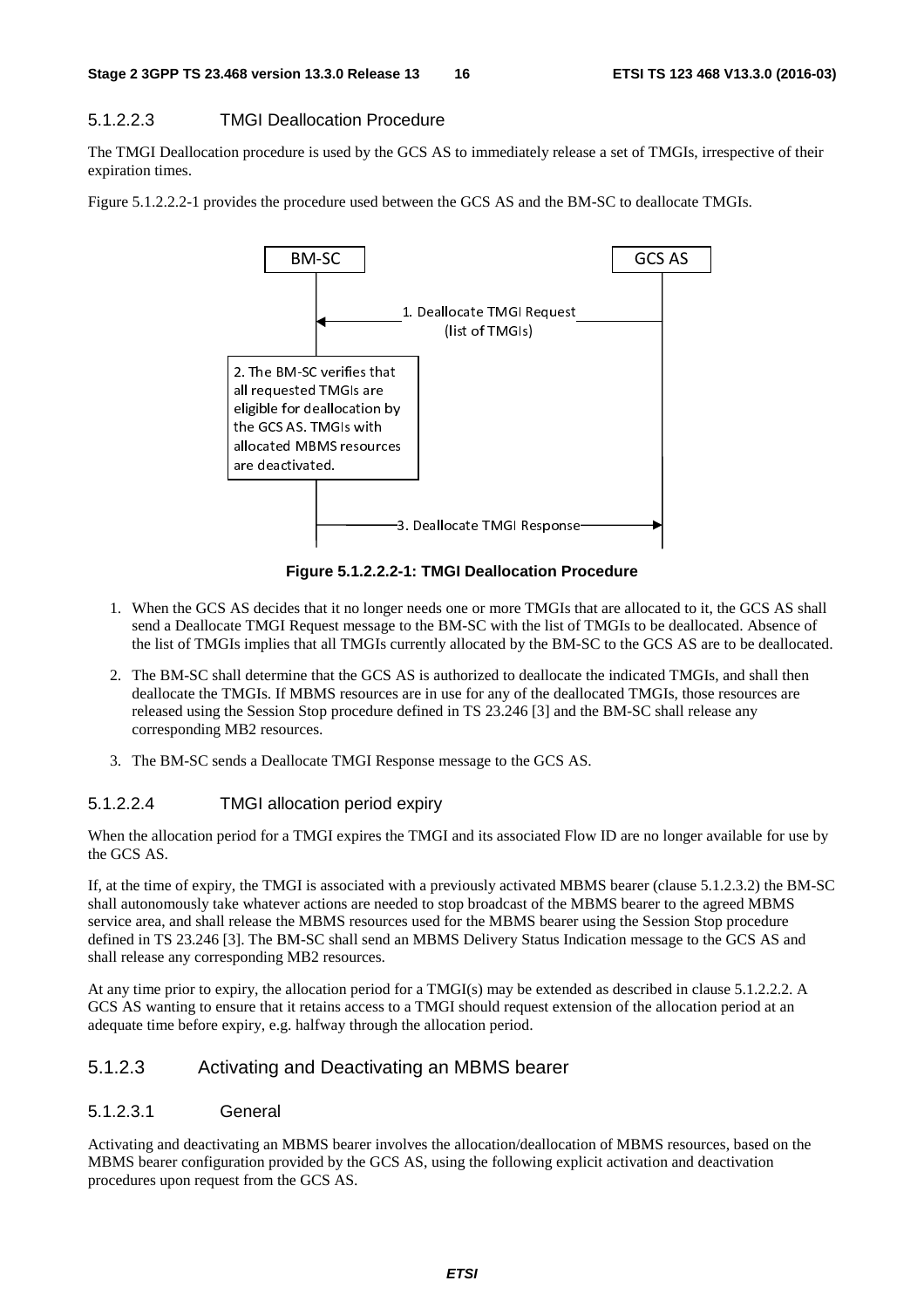#### 5.1.2.2.3 TMGI Deallocation Procedure

The TMGI Deallocation procedure is used by the GCS AS to immediately release a set of TMGIs, irrespective of their expiration times.

Figure 5.1.2.2.2-1 provides the procedure used between the GCS AS and the BM-SC to deallocate TMGIs.

**Figure 5.1.2.2.2-1: TMGI Deallocation Procedure**

1. When the GCS AS decides that it no longer needs one or more TMGIs that are allocated to it, the GCS AS shall send a Deallocate TMGI Request message to the BM-SC with the list of TMGIs to be deallocated. Absence of the list of TMGIs implies that all TMGIs currently allocated by the BM-SC to the GCS AS are to be deallocated.

2. The BM-SC shall determine that the GCS AS is authorized to deallocate the indicated TMGIs, and shall then deallocate the TMGIs. If MBMS resources are in use for any of the deallocated TMGIs, those resources are released using the Session Stop procedure defined in TS 23.246 [3] and the BM-SC shall release any corresponding MB2 resources.

3. The BM-SC sends a Deallocate TMGI Response message to the GCS AS.

#### 5.1.2.2.4 TMGI allocation period expiry

When the allocation period for a TMGI expires the TMGI and its associated Flow ID are no longer available for use by the GCS AS.

If, at the time of expiry, the TMGI is associated with a previously activated MBMS bearer (clause 5.1.2.3.2) the BM-SC shall autonomously take whatever actions are needed to stop broadcast of the MBMS bearer to the agreed MBMS service area, and shall release the MBMS resources used for the MBMS bearer using the Session Stop procedure defined in TS 23.246 [3]. The BM-SC shall send an MBMS Delivery Status Indication message to the GCS AS and shall release any corresponding MB2 resources.

At any time prior to expiry, the allocation period for a TMGI(s) may be extended as described in clause 5.1.2.2.2. A GCS AS wanting to ensure that it retains access to a TMGI should request extension of the allocation period at an adequate time before expiry, e.g. halfway through the allocation period.

### 5.1.2.3 Activating and Deactivating an MBMS bearer

#### 5.1.2.3.1 General

Activating and deactivating an MBMS bearer involves the allocation/deallocation of MBMS resources, based on the MBMS bearer configuration provided by the GCS AS, using the following explicit activation and deactivation procedures upon request from the GCS AS.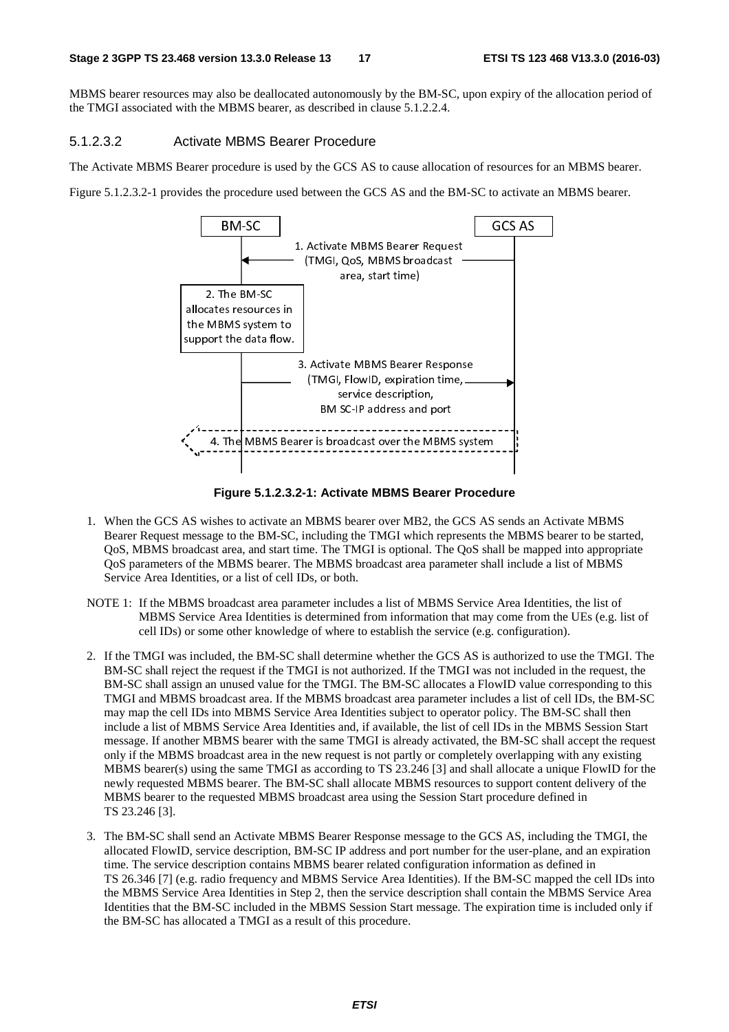MBMS bearer resources may also be deallocated autonomously by the BM-SC, upon expiry of the allocation period of the TMGI associated with the MBMS bearer, as described in clause 5.1.2.2.4.

#### 5.1.2.3.2 Activate MBMS Bearer Procedure

The Activate MBMS Bearer procedure is used by the GCS AS to cause allocation of resources for an MBMS bearer.

Figure 5.1.2.3.2-1 provides the procedure used between the GCS AS and the BM-SC to activate an MBMS bearer.

**Figure 5.1.2.3.2-1: Activate MBMS Bearer Procedure**

1. When the GCS AS wishes to activate an MBMS bearer over MB2, the GCS AS sends an Activate MBMS Bearer Request message to the BM-SC, including the TMGI which represents the MBMS bearer to be started, QoS, MBMS broadcast area, and start time. The TMGI is optional. The QoS shall be mapped into appropriate QoS parameters of the MBMS bearer. The MBMS broadcast area parameter shall include a list of MBMS Service Area Identities, or a list of cell IDs, or both.

NOTE 1: If the MBMS broadcast area parameter includes a list of MBMS Service Area Identities, the list of MBMS Service Area Identities is determined from information that may come from the UEs (e.g. list of cell IDs) or some other knowledge of where to establish the service (e.g. configuration).

2. If the TMGI was included, the BM-SC shall determine whether the GCS AS is authorized to use the TMGI. The BM-SC shall reject the request if the TMGI is not authorized. If the TMGI was not included in the request, the BM-SC shall assign an unused value for the TMGI. The BM-SC allocates a FlowID value corresponding to this TMGI and MBMS broadcast area. If the MBMS broadcast area parameter includes a list of cell IDs, the BM-SC may map the cell IDs into MBMS Service Area Identities subject to operator policy. The BM-SC shall then include a list of MBMS Service Area Identities and, if available, the list of cell IDs in the MBMS Session Start message. If another MBMS bearer with the same TMGI is already activated, the BM-SC shall accept the request only if the MBMS broadcast area in the new request is not partly or completely overlapping with any existing MBMS bearer(s) using the same TMGI as according to TS 23.246 [3] and shall allocate a unique FlowID for the newly requested MBMS bearer. The BM-SC shall allocate MBMS resources to support content delivery of the MBMS bearer to the requested MBMS broadcast area using the Session Start procedure defined in TS 23.246 [3].

3. The BM-SC shall send an Activate MBMS Bearer Response message to the GCS AS, including the TMGI, the allocated FlowID, service description, BM-SC IP address and port number for the user-plane, and an expiration time. The service description contains MBMS bearer related configuration information as defined in TS 26.346 [7] (e.g. radio frequency and MBMS Service Area Identities). If the BM-SC mapped the cell IDs into the MBMS Service Area Identities in Step 2, then the service description shall contain the MBMS Service Area Identities that the BM-SC included in the MBMS Session Start message. The expiration time is included only if the BM-SC has allocated a TMGI as a result of this procedure.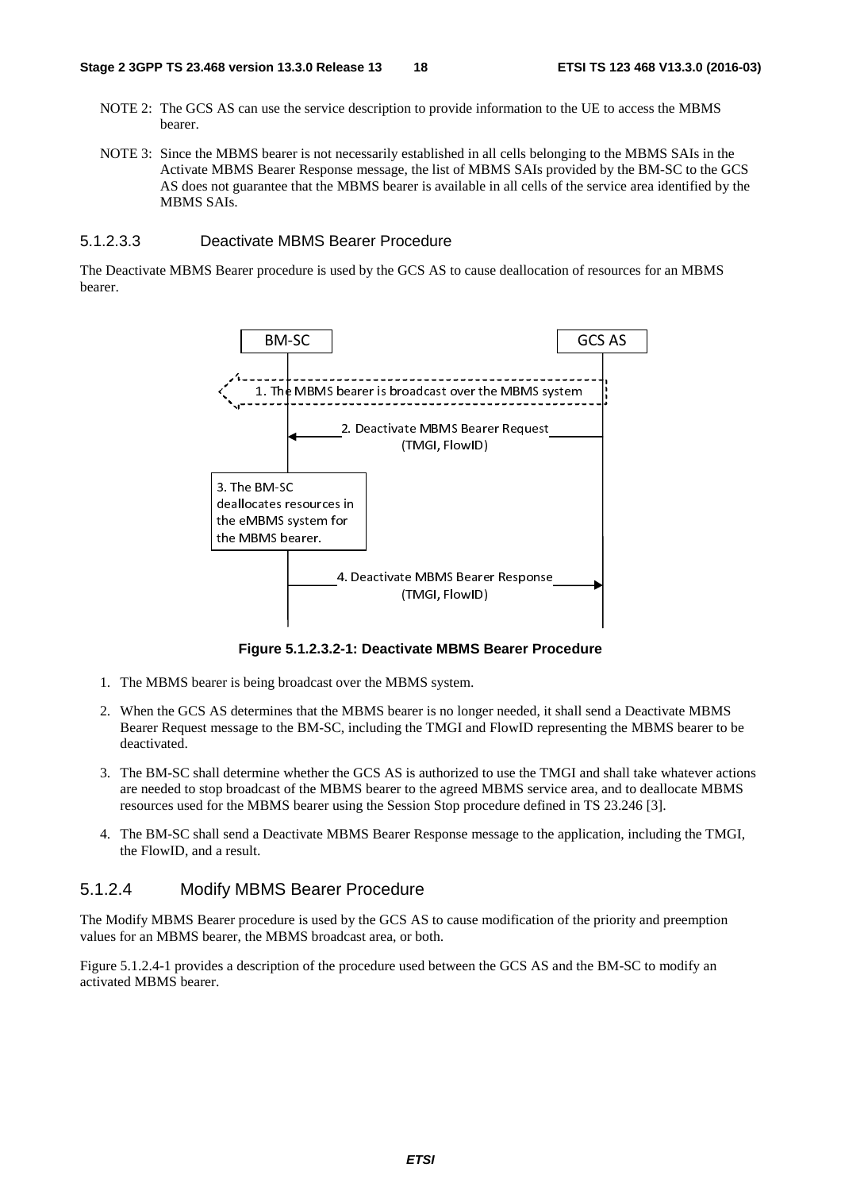NOTE 2: The GCS AS can use the service description to provide information to the UE to access the MBMS bearer.

NOTE 3: Since the MBMS bearer is not necessarily established in all cells belonging to the MBMS SAIs in the Activate MBMS Bearer Response message, the list of MBMS SAIs provided by the BM-SC to the GCS AS does not guarantee that the MBMS bearer is available in all cells of the service area identified by the MBMS SAIs.

#### 5.1.2.3.3 Deactivate MBMS Bearer Procedure

The Deactivate MBMS Bearer procedure is used by the GCS AS to cause deallocation of resources for an MBMS bearer.

BM-SC | GCS AS

1. The MBMS bearer is broadcast over the MBMS system

2. Deactivate MBMS Bearer Request (TMGI, FlowID)

3. The BM-SC deallocates resources in the eMBMS system for the MBMS bearer.

4. Deactivate MBMS Bearer Response (TMGI, FlowID)

**Figure 5.1.2.3.2-1: Deactivate MBMS Bearer Procedure**

1. The MBMS bearer is being broadcast over the MBMS system.
2. When the GCS AS determines that the MBMS bearer is no longer needed, it shall send a Deactivate MBMS Bearer Request message to the BM-SC, including the TMGI and FlowID representing the MBMS bearer to be deactivated.
3. The BM-SC shall determine whether the GCS AS is authorized to use the TMGI and shall take whatever actions are needed to stop broadcast of the MBMS bearer to the agreed MBMS service area, and to deallocate MBMS resources used for the MBMS bearer using the Session Stop procedure defined in TS 23.246 [3].
4. The BM-SC shall send a Deactivate MBMS Bearer Response message to the application, including the TMGI, the FlowID, and a result.

### 5.1.2.4 Modify MBMS Bearer Procedure

The Modify MBMS Bearer procedure is used by the GCS AS to cause modification of the priority and preemption values for an MBMS bearer, the MBMS broadcast area, or both.

Figure 5.1.2.4-1 provides a description of the procedure used between the GCS AS and the BM-SC to modify an activated MBMS bearer.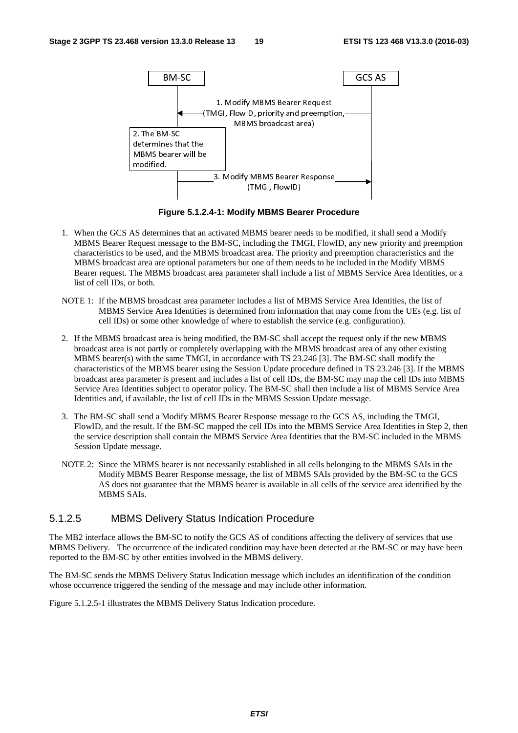**Figure 5.1.2.4-1: Modify MBMS Bearer Procedure**

1. When the GCS AS determines that an activated MBMS bearer needs to be modified, it shall send a Modify MBMS Bearer Request message to the BM-SC, including the TMGI, FlowID, any new priority and preemption characteristics to be used, and the MBMS broadcast area. The priority and preemption characteristics and the MBMS broadcast area are optional parameters but one of them needs to be included in the Modify MBMS Bearer request. The MBMS broadcast area parameter shall include a list of MBMS Service Area Identities, or a list of cell IDs, or both.

NOTE 1: If the MBMS broadcast area parameter includes a list of MBMS Service Area Identities, the list of MBMS Service Area Identities is determined from information that may come from the UEs (e.g. list of cell IDs) or some other knowledge of where to establish the service (e.g. configuration).

2. If the MBMS broadcast area is being modified, the BM-SC shall accept the request only if the new MBMS broadcast area is not partly or completely overlapping with the MBMS broadcast area of any other existing MBMS bearer(s) with the same TMGI, in accordance with TS 23.246 [3]. The BM-SC shall modify the characteristics of the MBMS bearer using the Session Update procedure defined in TS 23.246 [3]. If the MBMS broadcast area parameter is present and includes a list of cell IDs, the BM-SC may map the cell IDs into MBMS Service Area Identities subject to operator policy. The BM-SC shall then include a list of MBMS Service Area Identities and, if available, the list of cell IDs in the MBMS Session Update message.

3. The BM-SC shall send a Modify MBMS Bearer Response message to the GCS AS, including the TMGI, FlowID, and the result. If the BM-SC mapped the cell IDs into the MBMS Service Area Identities in Step 2, then the service description shall contain the MBMS Service Area Identities that the BM-SC included in the MBMS Session Update message.

NOTE 2: Since the MBMS bearer is not necessarily established in all cells belonging to the MBMS SAIs in the Modify MBMS Bearer Response message, the list of MBMS SAIs provided by the BM-SC to the GCS AS does not guarantee that the MBMS bearer is available in all cells of the service area identified by the MBMS SAIs.

### 5.1.2.5 MBMS Delivery Status Indication Procedure

The MB2 interface allows the BM-SC to notify the GCS AS of conditions affecting the delivery of services that use MBMS Delivery. The occurrence of the indicated condition may have been detected at the BM-SC or may have been reported to the BM-SC by other entities involved in the MBMS delivery.

The BM-SC sends the MBMS Delivery Status Indication message which includes an identification of the condition whose occurrence triggered the sending of the message and may include other information.

Figure 5.1.2.5-1 illustrates the MBMS Delivery Status Indication procedure.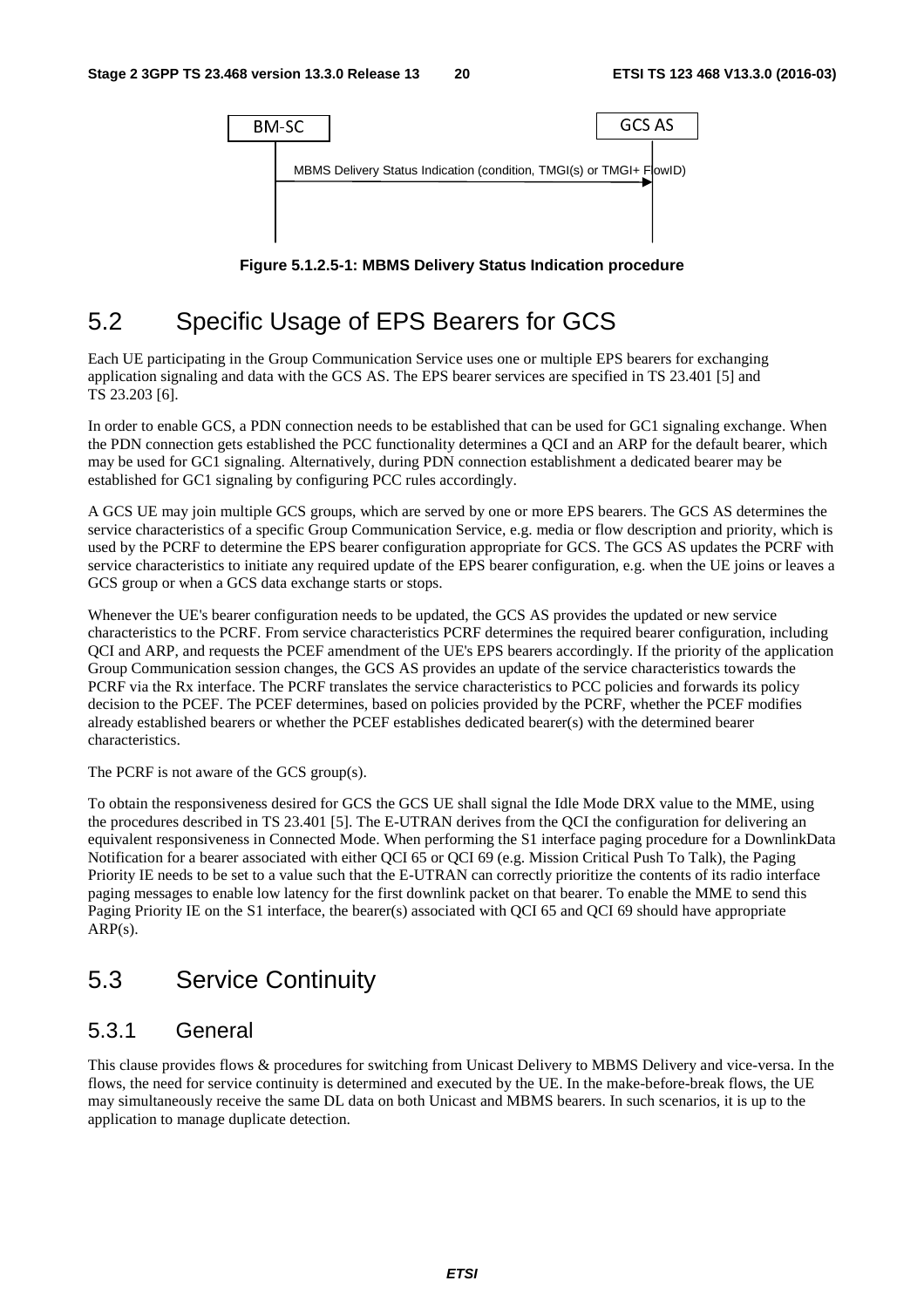BM-SC → GCS AS: MBMS Delivery Status Indication (condition, TMGI(s) or TMGI+ FlowID)

**Figure 5.1.2.5-1: MBMS Delivery Status Indication procedure**

# 5.2 Specific Usage of EPS Bearers for GCS

Each UE participating in the Group Communication Service uses one or multiple EPS bearers for exchanging application signaling and data with the GCS AS. The EPS bearer services are specified in TS 23.401 [5] and TS 23.203 [6].

In order to enable GCS, a PDN connection needs to be established that can be used for GC1 signaling exchange. When the PDN connection gets established the PCC functionality determines a QCI and an ARP for the default bearer, which may be used for GC1 signaling. Alternatively, during PDN connection establishment a dedicated bearer may be established for GC1 signaling by configuring PCC rules accordingly.

A GCS UE may join multiple GCS groups, which are served by one or more EPS bearers. The GCS AS determines the service characteristics of a specific Group Communication Service, e.g. media or flow description and priority, which is used by the PCRF to determine the EPS bearer configuration appropriate for GCS. The GCS AS updates the PCRF with service characteristics to initiate any required update of the EPS bearer configuration, e.g. when the UE joins or leaves a GCS group or when a GCS data exchange starts or stops.

Whenever the UE's bearer configuration needs to be updated, the GCS AS provides the updated or new service characteristics to the PCRF. From service characteristics PCRF determines the required bearer configuration, including QCI and ARP, and requests the PCEF amendment of the UE's EPS bearers accordingly. If the priority of the application Group Communication session changes, the GCS AS provides an update of the service characteristics towards the PCRF via the Rx interface. The PCRF translates the service characteristics to PCC policies and forwards its policy decision to the PCEF. The PCEF determines, based on policies provided by the PCRF, whether the PCEF modifies already established bearers or whether the PCEF establishes dedicated bearer(s) with the determined bearer characteristics.

The PCRF is not aware of the GCS group(s).

To obtain the responsiveness desired for GCS the GCS UE shall signal the Idle Mode DRX value to the MME, using the procedures described in TS 23.401 [5]. The E-UTRAN derives from the QCI the configuration for delivering an equivalent responsiveness in Connected Mode. When performing the S1 interface paging procedure for a DownlinkData Notification for a bearer associated with either QCI 65 or QCI 69 (e.g. Mission Critical Push To Talk), the Paging Priority IE needs to be set to a value such that the E-UTRAN can correctly prioritize the contents of its radio interface paging messages to enable low latency for the first downlink packet on that bearer. To enable the MME to send this Paging Priority IE on the S1 interface, the bearer(s) associated with QCI 65 and QCI 69 should have appropriate ARP(s).

# 5.3 Service Continuity

## 5.3.1 General

This clause provides flows & procedures for switching from Unicast Delivery to MBMS Delivery and vice-versa. In the flows, the need for service continuity is determined and executed by the UE. In the make-before-break flows, the UE may simultaneously receive the same DL data on both Unicast and MBMS bearers. In such scenarios, it is up to the application to manage duplicate detection.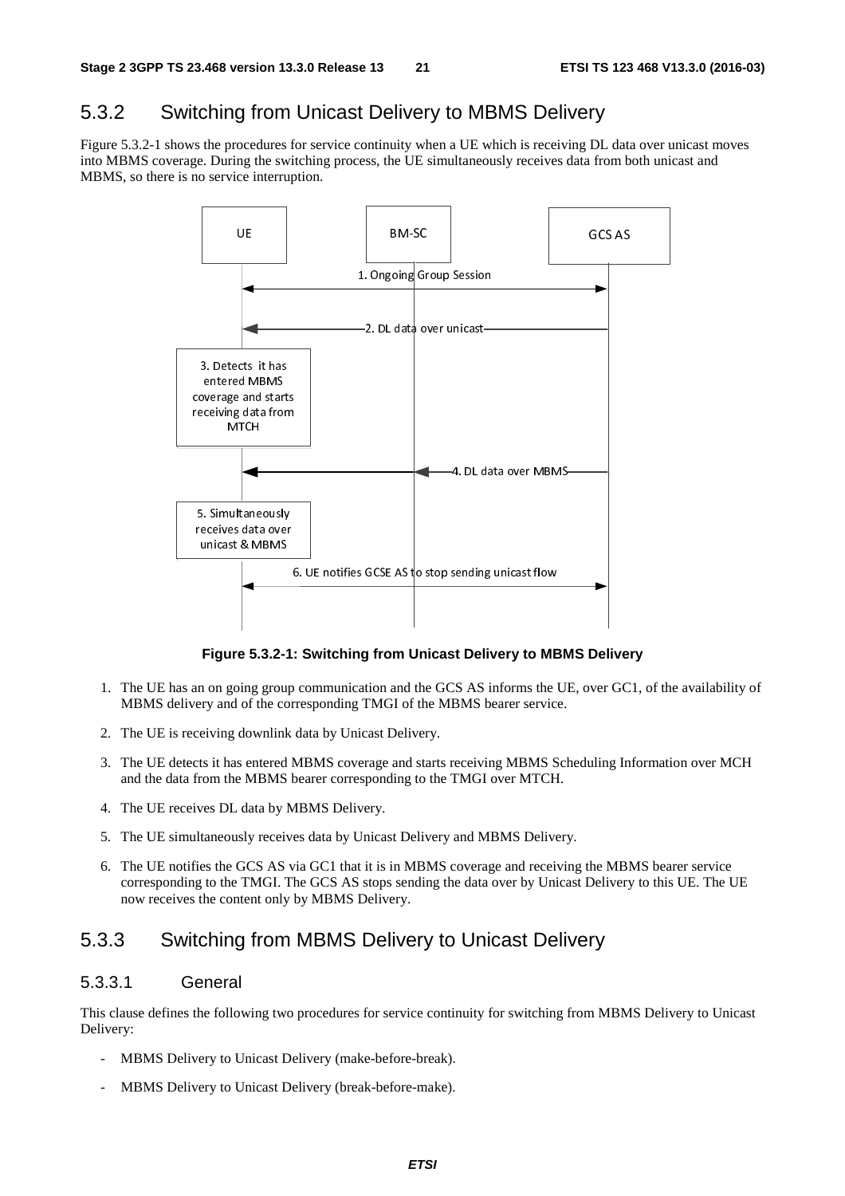## 5.3.2 Switching from Unicast Delivery to MBMS Delivery

Figure 5.3.2-1 shows the procedures for service continuity when a UE which is receiving DL data over unicast moves into MBMS coverage. During the switching process, the UE simultaneously receives data from both unicast and MBMS, so there is no service interruption.

**Figure 5.3.2-1: Switching from Unicast Delivery to MBMS Delivery**

1. The UE has an on going group communication and the GCS AS informs the UE, over GC1, of the availability of MBMS delivery and of the corresponding TMGI of the MBMS bearer service.
2. The UE is receiving downlink data by Unicast Delivery.
3. The UE detects it has entered MBMS coverage and starts receiving MBMS Scheduling Information over MCH and the data from the MBMS bearer corresponding to the TMGI over MTCH.
4. The UE receives DL data by MBMS Delivery.
5. The UE simultaneously receives data by Unicast Delivery and MBMS Delivery.
6. The UE notifies the GCS AS via GC1 that it is in MBMS coverage and receiving the MBMS bearer service corresponding to the TMGI. The GCS AS stops sending the data over by Unicast Delivery to this UE. The UE now receives the content only by MBMS Delivery.

## 5.3.3 Switching from MBMS Delivery to Unicast Delivery

### 5.3.3.1 General

This clause defines the following two procedures for service continuity for switching from MBMS Delivery to Unicast Delivery:

- MBMS Delivery to Unicast Delivery (make-before-break).
- MBMS Delivery to Unicast Delivery (break-before-make).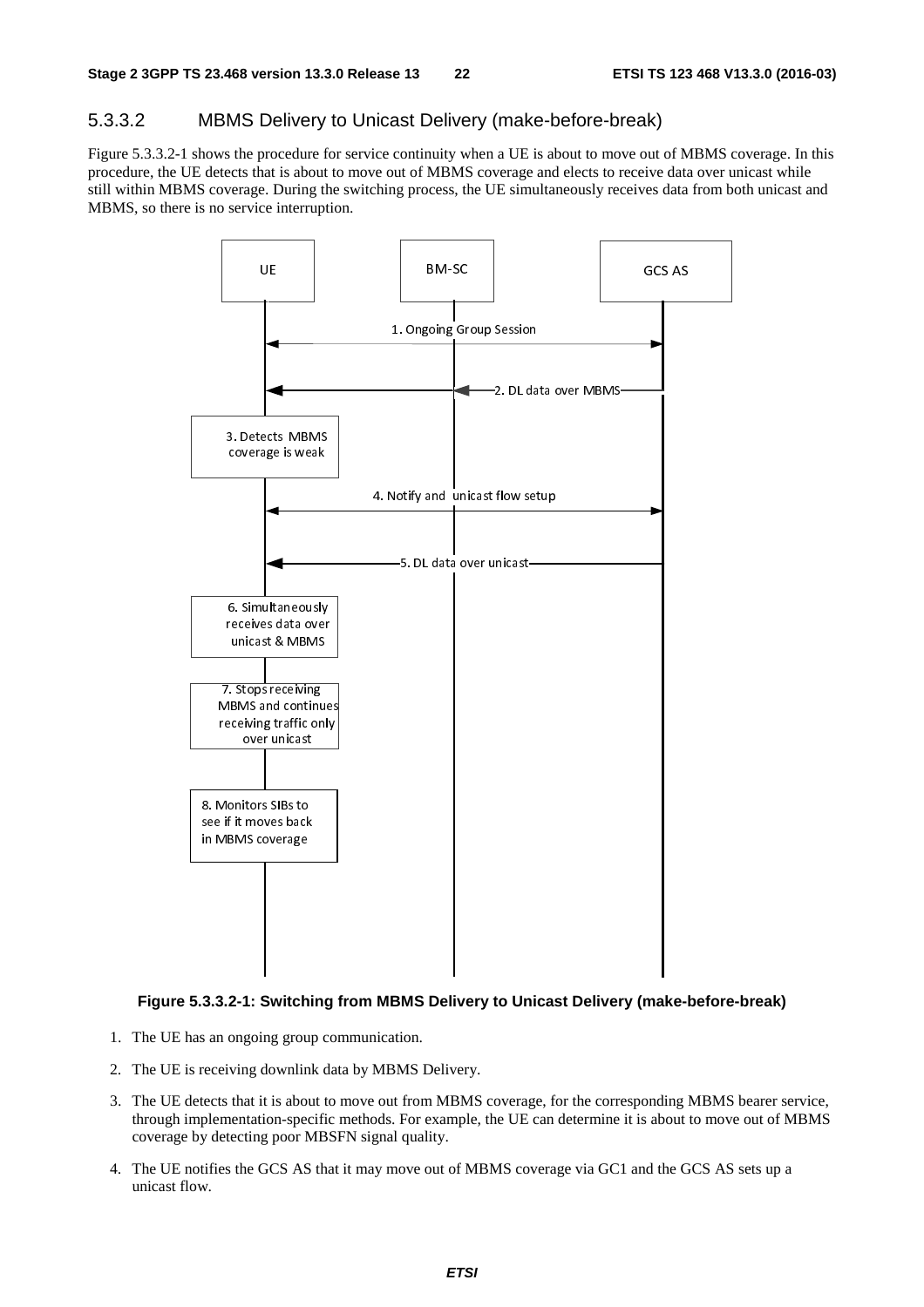### 5.3.3.2 MBMS Delivery to Unicast Delivery (make-before-break)

Figure 5.3.3.2-1 shows the procedure for service continuity when a UE is about to move out of MBMS coverage. In this procedure, the UE detects that is about to move out of MBMS coverage and elects to receive data over unicast while still within MBMS coverage. During the switching process, the UE simultaneously receives data from both unicast and MBMS, so there is no service interruption.

**Figure 5.3.3.2-1: Switching from MBMS Delivery to Unicast Delivery (make-before-break)**

1. The UE has an ongoing group communication.

2. The UE is receiving downlink data by MBMS Delivery.

3. The UE detects that it is about to move out from MBMS coverage, for the corresponding MBMS bearer service, through implementation-specific methods. For example, the UE can determine it is about to move out of MBMS coverage by detecting poor MBSFN signal quality.

4. The UE notifies the GCS AS that it may move out of MBMS coverage via GC1 and the GCS AS sets up a unicast flow.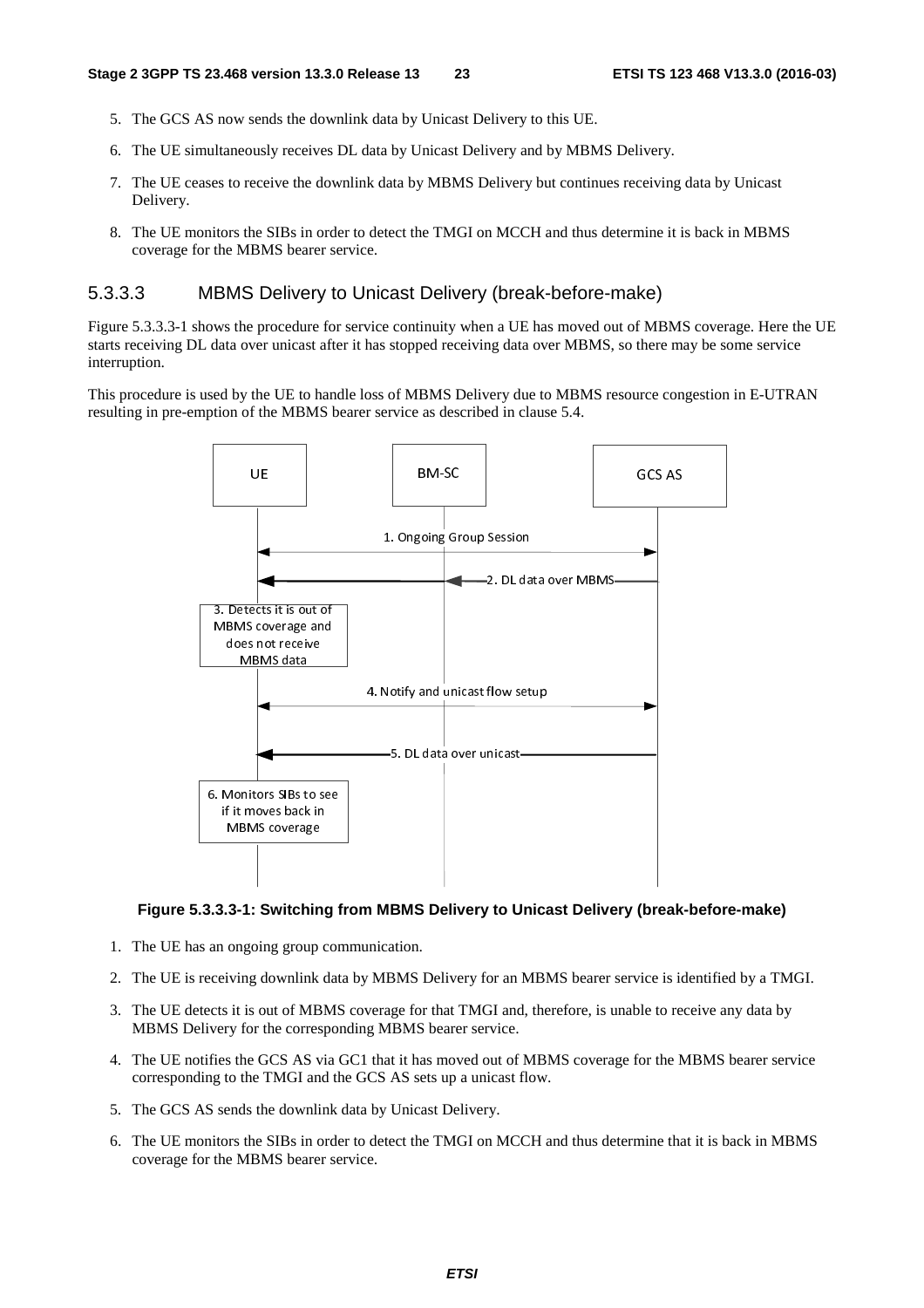5. The GCS AS now sends the downlink data by Unicast Delivery to this UE.

6. The UE simultaneously receives DL data by Unicast Delivery and by MBMS Delivery.

7. The UE ceases to receive the downlink data by MBMS Delivery but continues receiving data by Unicast Delivery.

8. The UE monitors the SIBs in order to detect the TMGI on MCCH and thus determine it is back in MBMS coverage for the MBMS bearer service.

### 5.3.3.3 MBMS Delivery to Unicast Delivery (break-before-make)

Figure 5.3.3.3-1 shows the procedure for service continuity when a UE has moved out of MBMS coverage. Here the UE starts receiving DL data over unicast after it has stopped receiving data over MBMS, so there may be some service interruption.

This procedure is used by the UE to handle loss of MBMS Delivery due to MBMS resource congestion in E-UTRAN resulting in pre-emption of the MBMS bearer service as described in clause 5.4.

**Figure 5.3.3.3-1: Switching from MBMS Delivery to Unicast Delivery (break-before-make)**

1. The UE has an ongoing group communication.

2. The UE is receiving downlink data by MBMS Delivery for an MBMS bearer service is identified by a TMGI.

3. The UE detects it is out of MBMS coverage for that TMGI and, therefore, is unable to receive any data by MBMS Delivery for the corresponding MBMS bearer service.

4. The UE notifies the GCS AS via GC1 that it has moved out of MBMS coverage for the MBMS bearer service corresponding to the TMGI and the GCS AS sets up a unicast flow.

5. The GCS AS sends the downlink data by Unicast Delivery.

6. The UE monitors the SIBs in order to detect the TMGI on MCCH and thus determine that it is back in MBMS coverage for the MBMS bearer service.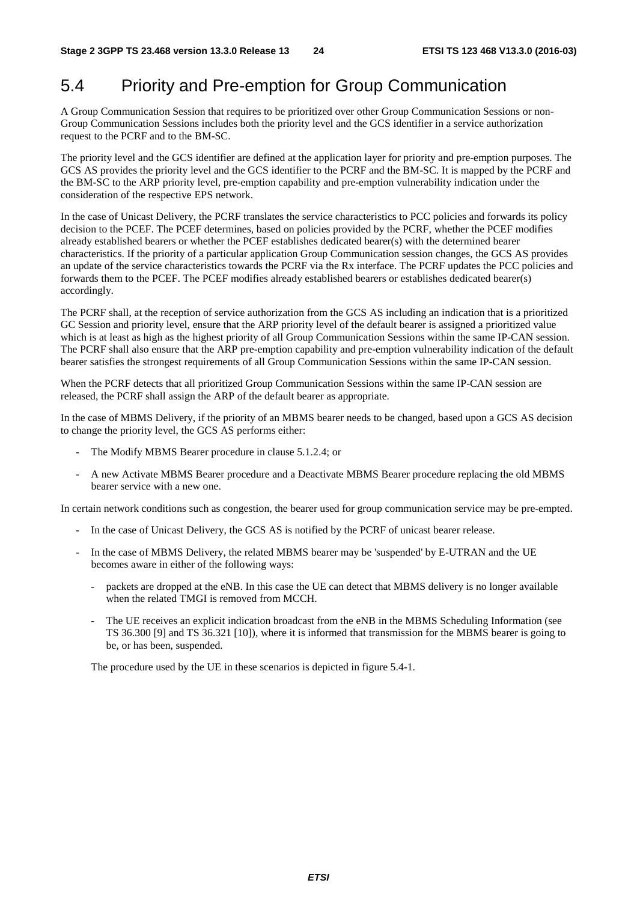## 5.4 Priority and Pre-emption for Group Communication

A Group Communication Session that requires to be prioritized over other Group Communication Sessions or non-Group Communication Sessions includes both the priority level and the GCS identifier in a service authorization request to the PCRF and to the BM-SC.

The priority level and the GCS identifier are defined at the application layer for priority and pre-emption purposes. The GCS AS provides the priority level and the GCS identifier to the PCRF and the BM-SC. It is mapped by the PCRF and the BM-SC to the ARP priority level, pre-emption capability and pre-emption vulnerability indication under the consideration of the respective EPS network.

In the case of Unicast Delivery, the PCRF translates the service characteristics to PCC policies and forwards its policy decision to the PCEF. The PCEF determines, based on policies provided by the PCRF, whether the PCEF modifies already established bearers or whether the PCEF establishes dedicated bearer(s) with the determined bearer characteristics. If the priority of a particular application Group Communication session changes, the GCS AS provides an update of the service characteristics towards the PCRF via the Rx interface. The PCRF updates the PCC policies and forwards them to the PCEF. The PCEF modifies already established bearers or establishes dedicated bearer(s) accordingly.

The PCRF shall, at the reception of service authorization from the GCS AS including an indication that is a prioritized GC Session and priority level, ensure that the ARP priority level of the default bearer is assigned a prioritized value which is at least as high as the highest priority of all Group Communication Sessions within the same IP-CAN session. The PCRF shall also ensure that the ARP pre-emption capability and pre-emption vulnerability indication of the default bearer satisfies the strongest requirements of all Group Communication Sessions within the same IP-CAN session.

When the PCRF detects that all prioritized Group Communication Sessions within the same IP-CAN session are released, the PCRF shall assign the ARP of the default bearer as appropriate.

In the case of MBMS Delivery, if the priority of an MBMS bearer needs to be changed, based upon a GCS AS decision to change the priority level, the GCS AS performs either:

- The Modify MBMS Bearer procedure in clause 5.1.2.4; or
- A new Activate MBMS Bearer procedure and a Deactivate MBMS Bearer procedure replacing the old MBMS bearer service with a new one.

In certain network conditions such as congestion, the bearer used for group communication service may be pre-empted.

- In the case of Unicast Delivery, the GCS AS is notified by the PCRF of unicast bearer release.
- In the case of MBMS Delivery, the related MBMS bearer may be 'suspended' by E-UTRAN and the UE becomes aware in either of the following ways:
  - packets are dropped at the eNB. In this case the UE can detect that MBMS delivery is no longer available when the related TMGI is removed from MCCH.
  - The UE receives an explicit indication broadcast from the eNB in the MBMS Scheduling Information (see TS 36.300 [9] and TS 36.321 [10]), where it is informed that transmission for the MBMS bearer is going to be, or has been, suspended.

  The procedure used by the UE in these scenarios is depicted in figure 5.4-1.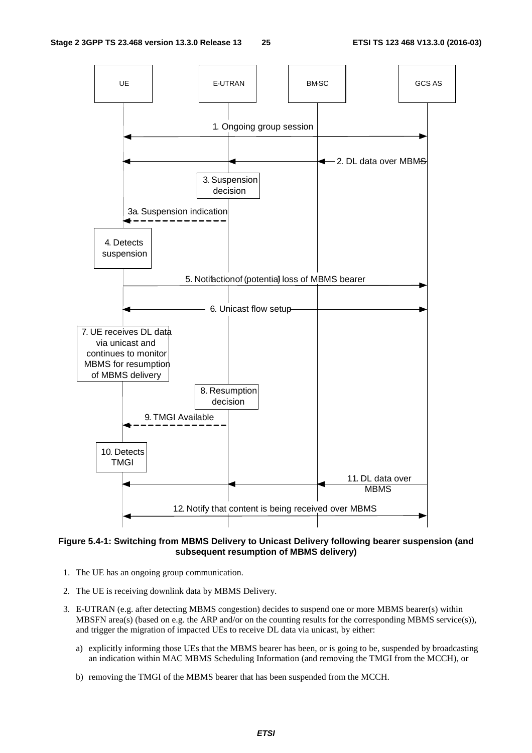**Figure 5.4-1: Switching from MBMS Delivery to Unicast Delivery following bearer suspension (and subsequent resumption of MBMS delivery)**

1. The UE has an ongoing group communication.

2. The UE is receiving downlink data by MBMS Delivery.

3. E-UTRAN (e.g. after detecting MBMS congestion) decides to suspend one or more MBMS bearer(s) within MBSFN area(s) (based on e.g. the ARP and/or on the counting results for the corresponding MBMS service(s)), and trigger the migration of impacted UEs to receive DL data via unicast, by either:

   a) explicitly informing those UEs that the MBMS bearer has been, or is going to be, suspended by broadcasting an indication within MAC MBMS Scheduling Information (and removing the TMGI from the MCCH), or

   b) removing the TMGI of the MBMS bearer that has been suspended from the MCCH.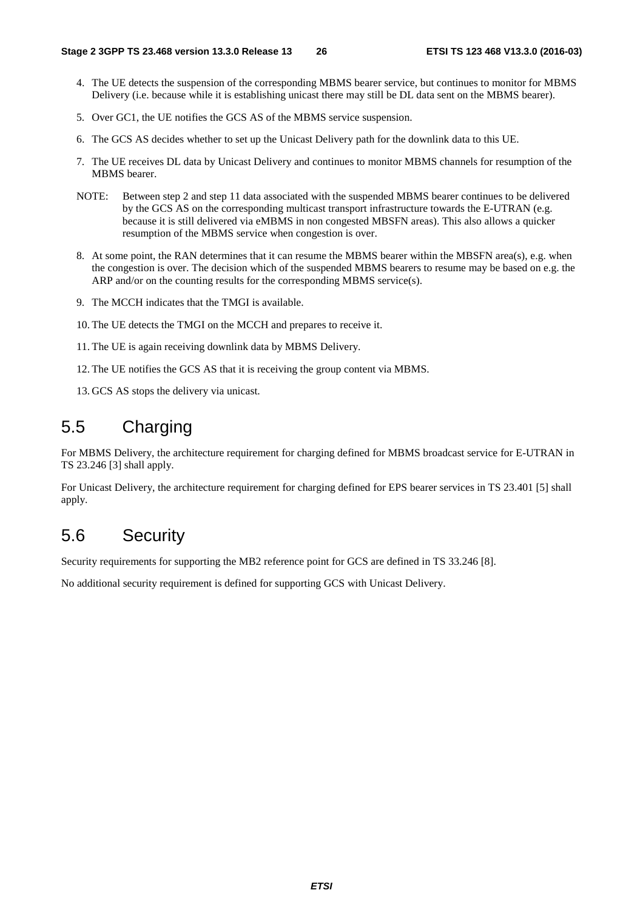4. The UE detects the suspension of the corresponding MBMS bearer service, but continues to monitor for MBMS Delivery (i.e. because while it is establishing unicast there may still be DL data sent on the MBMS bearer).

5. Over GC1, the UE notifies the GCS AS of the MBMS service suspension.

6. The GCS AS decides whether to set up the Unicast Delivery path for the downlink data to this UE.

7. The UE receives DL data by Unicast Delivery and continues to monitor MBMS channels for resumption of the MBMS bearer.

NOTE: Between step 2 and step 11 data associated with the suspended MBMS bearer continues to be delivered by the GCS AS on the corresponding multicast transport infrastructure towards the E-UTRAN (e.g. because it is still delivered via eMBMS in non congested MBSFN areas). This also allows a quicker resumption of the MBMS service when congestion is over.

8. At some point, the RAN determines that it can resume the MBMS bearer within the MBSFN area(s), e.g. when the congestion is over. The decision which of the suspended MBMS bearers to resume may be based on e.g. the ARP and/or on the counting results for the corresponding MBMS service(s).

9. The MCCH indicates that the TMGI is available.

10. The UE detects the TMGI on the MCCH and prepares to receive it.

11. The UE is again receiving downlink data by MBMS Delivery.

12. The UE notifies the GCS AS that it is receiving the group content via MBMS.

13. GCS AS stops the delivery via unicast.

## 5.5 Charging

For MBMS Delivery, the architecture requirement for charging defined for MBMS broadcast service for E-UTRAN in TS 23.246 [3] shall apply.

For Unicast Delivery, the architecture requirement for charging defined for EPS bearer services in TS 23.401 [5] shall apply.

## 5.6 Security

Security requirements for supporting the MB2 reference point for GCS are defined in TS 33.246 [8].

No additional security requirement is defined for supporting GCS with Unicast Delivery.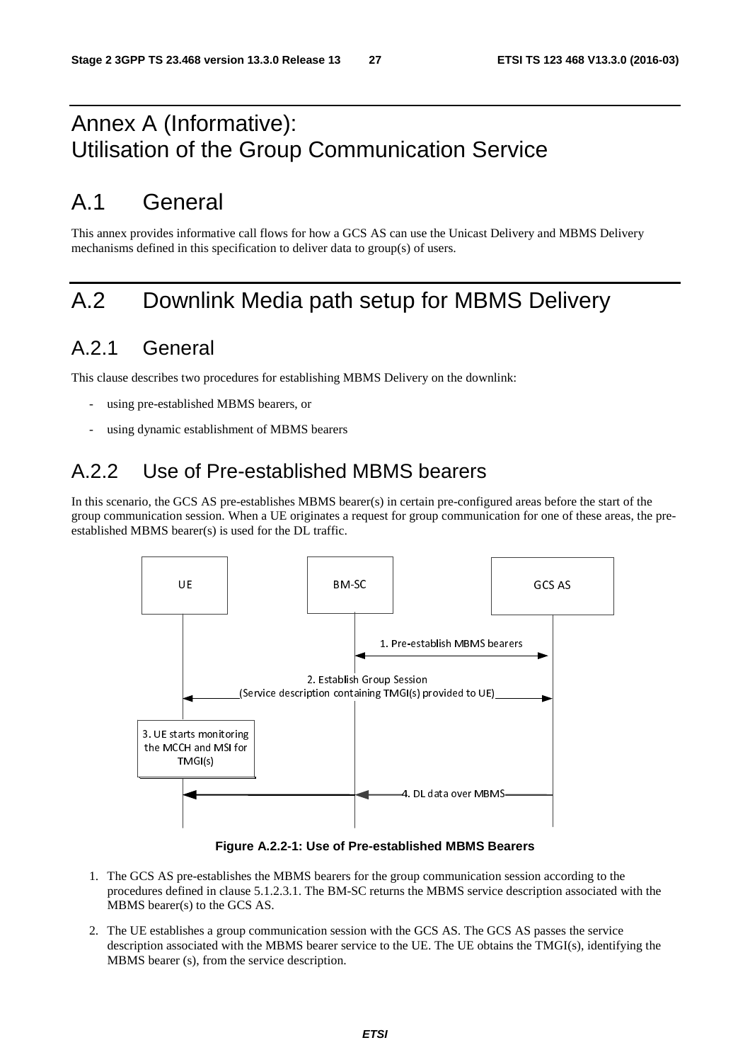# Annex A (Informative): Utilisation of the Group Communication Service

# A.1 General

This annex provides informative call flows for how a GCS AS can use the Unicast Delivery and MBMS Delivery mechanisms defined in this specification to deliver data to group(s) of users.

# A.2 Downlink Media path setup for MBMS Delivery

## A.2.1 General

This clause describes two procedures for establishing MBMS Delivery on the downlink:

- using pre-established MBMS bearers, or
- using dynamic establishment of MBMS bearers

## A.2.2 Use of Pre-established MBMS bearers

In this scenario, the GCS AS pre-establishes MBMS bearer(s) in certain pre-configured areas before the start of the group communication session. When a UE originates a request for group communication for one of these areas, the pre-established MBMS bearer(s) is used for the DL traffic.

UE | BM-SC | GCS AS

1. Pre-establish MBMS bearers

2. Establish Group Session (Service description containing TMGI(s) provided to UE)

3. UE starts monitoring the MCCH and MSI for TMGI(s)

4. DL data over MBMS

**Figure A.2.2-1: Use of Pre-established MBMS Bearers**

1. The GCS AS pre-establishes the MBMS bearers for the group communication session according to the procedures defined in clause 5.1.2.3.1. The BM-SC returns the MBMS service description associated with the MBMS bearer(s) to the GCS AS.
2. The UE establishes a group communication session with the GCS AS. The GCS AS passes the service description associated with the MBMS bearer service to the UE. The UE obtains the TMGI(s), identifying the MBMS bearer (s), from the service description.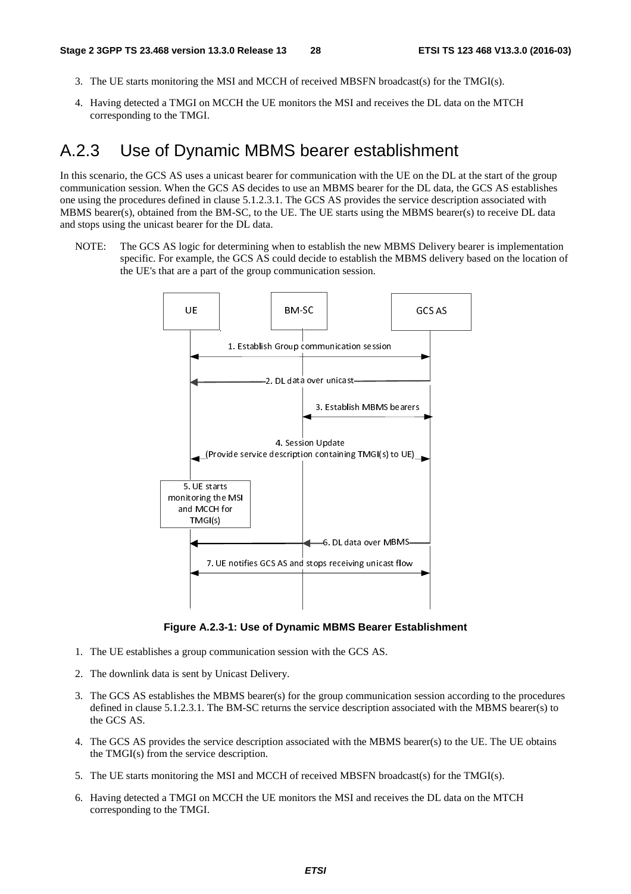3. The UE starts monitoring the MSI and MCCH of received MBSFN broadcast(s) for the TMGI(s).

4. Having detected a TMGI on MCCH the UE monitors the MSI and receives the DL data on the MTCH corresponding to the TMGI.

# A.2.3 Use of Dynamic MBMS bearer establishment

In this scenario, the GCS AS uses a unicast bearer for communication with the UE on the DL at the start of the group communication session. When the GCS AS decides to use an MBMS bearer for the DL data, the GCS AS establishes one using the procedures defined in clause 5.1.2.3.1. The GCS AS provides the service description associated with MBMS bearer(s), obtained from the BM-SC, to the UE. The UE starts using the MBMS bearer(s) to receive DL data and stops using the unicast bearer for the DL data.

NOTE: The GCS AS logic for determining when to establish the new MBMS Delivery bearer is implementation specific. For example, the GCS AS could decide to establish the MBMS delivery based on the location of the UE's that are a part of the group communication session.

**Figure A.2.3-1: Use of Dynamic MBMS Bearer Establishment**

1. The UE establishes a group communication session with the GCS AS.

2. The downlink data is sent by Unicast Delivery.

3. The GCS AS establishes the MBMS bearer(s) for the group communication session according to the procedures defined in clause 5.1.2.3.1. The BM-SC returns the service description associated with the MBMS bearer(s) to the GCS AS.

4. The GCS AS provides the service description associated with the MBMS bearer(s) to the UE. The UE obtains the TMGI(s) from the service description.

5. The UE starts monitoring the MSI and MCCH of received MBSFN broadcast(s) for the TMGI(s).

6. Having detected a TMGI on MCCH the UE monitors the MSI and receives the DL data on the MTCH corresponding to the TMGI.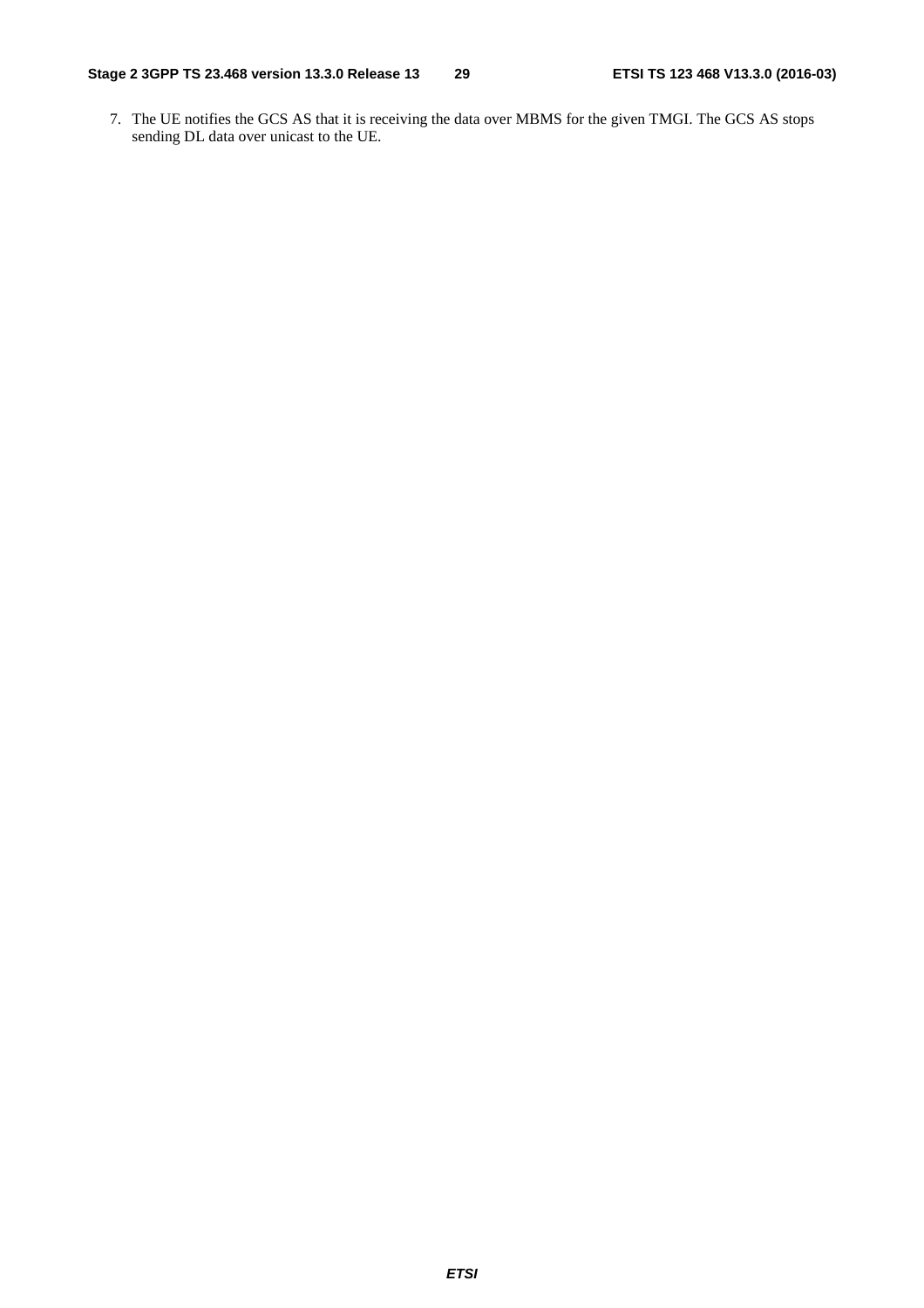7. The UE notifies the GCS AS that it is receiving the data over MBMS for the given TMGI. The GCS AS stops sending DL data over unicast to the UE.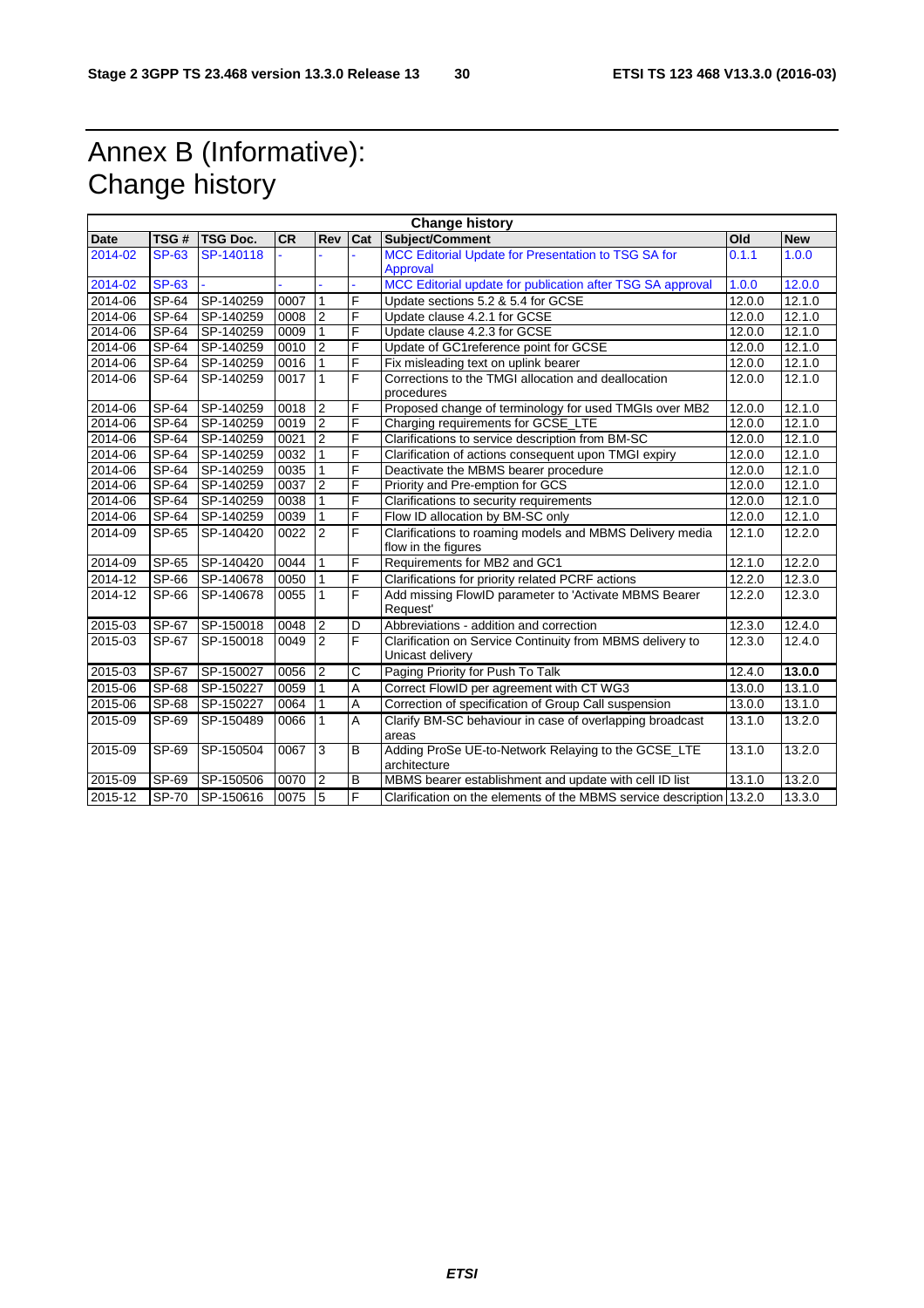# Annex B (Informative):<br>Change history

| Change history | | | | | | | | |
|---|---|---|---|---|---|---|---|---|
| **Date** | **TSG #** | **TSG Doc.** | **CR** | **Rev** | **Cat** | **Subject/Comment** | **Old** | **New** |
| 2014-02 | SP-63 | SP-140118 | - | - | - | MCC Editorial Update for Presentation to TSG SA for Approval | 0.1.1 | 1.0.0 |
| 2014-02 | SP-63 | - | - | - | - | MCC Editorial update for publication after TSG SA approval | 1.0.0 | 12.0.0 |
| 2014-06 | SP-64 | SP-140259 | 0007 | 1 | F | Update sections 5.2 & 5.4 for GCSE | 12.0.0 | 12.1.0 |
| 2014-06 | SP-64 | SP-140259 | 0008 | 2 | F | Update clause 4.2.1 for GCSE | 12.0.0 | 12.1.0 |
| 2014-06 | SP-64 | SP-140259 | 0009 | 1 | F | Update clause 4.2.3 for GCSE | 12.0.0 | 12.1.0 |
| 2014-06 | SP-64 | SP-140259 | 0010 | 2 | F | Update of GC1reference point for GCSE | 12.0.0 | 12.1.0 |
| 2014-06 | SP-64 | SP-140259 | 0016 | 1 | F | Fix misleading text on uplink bearer | 12.0.0 | 12.1.0 |
| 2014-06 | SP-64 | SP-140259 | 0017 | 1 | F | Corrections to the TMGI allocation and deallocation procedures | 12.0.0 | 12.1.0 |
| 2014-06 | SP-64 | SP-140259 | 0018 | 2 | F | Proposed change of terminology for used TMGIs over MB2 | 12.0.0 | 12.1.0 |
| 2014-06 | SP-64 | SP-140259 | 0019 | 2 | F | Charging requirements for GCSE_LTE | 12.0.0 | 12.1.0 |
| 2014-06 | SP-64 | SP-140259 | 0021 | 2 | F | Clarifications to service description from BM-SC | 12.0.0 | 12.1.0 |
| 2014-06 | SP-64 | SP-140259 | 0032 | 1 | F | Clarification of actions consequent upon TMGI expiry | 12.0.0 | 12.1.0 |
| 2014-06 | SP-64 | SP-140259 | 0035 | 1 | F | Deactivate the MBMS bearer procedure | 12.0.0 | 12.1.0 |
| 2014-06 | SP-64 | SP-140259 | 0037 | 2 | F | Priority and Pre-emption for GCS | 12.0.0 | 12.1.0 |
| 2014-06 | SP-64 | SP-140259 | 0038 | 1 | F | Clarifications to security requirements | 12.0.0 | 12.1.0 |
| 2014-06 | SP-64 | SP-140259 | 0039 | 1 | F | Flow ID allocation by BM-SC only | 12.0.0 | 12.1.0 |
| 2014-09 | SP-65 | SP-140420 | 0022 | 2 | F | Clarifications to roaming models and MBMS Delivery media flow in the figures | 12.1.0 | 12.2.0 |
| 2014-09 | SP-65 | SP-140420 | 0044 | 1 | F | Requirements for MB2 and GC1 | 12.1.0 | 12.2.0 |
| 2014-12 | SP-66 | SP-140678 | 0050 | 1 | F | Clarifications for priority related PCRF actions | 12.2.0 | 12.3.0 |
| 2014-12 | SP-66 | SP-140678 | 0055 | 1 | F | Add missing FlowID parameter to 'Activate MBMS Bearer Request' | 12.2.0 | 12.3.0 |
| 2015-03 | SP-67 | SP-150018 | 0048 | 2 | D | Abbreviations - addition and correction | 12.3.0 | 12.4.0 |
| 2015-03 | SP-67 | SP-150018 | 0049 | 2 | F | Clarification on Service Continuity from MBMS delivery to Unicast delivery | 12.3.0 | 12.4.0 |
| 2015-03 | SP-67 | SP-150027 | 0056 | 2 | C | Paging Priority for Push To Talk | 12.4.0 | **13.0.0** |
| 2015-06 | SP-68 | SP-150227 | 0059 | 1 | A | Correct FlowID per agreement with CT WG3 | 13.0.0 | 13.1.0 |
| 2015-06 | SP-68 | SP-150227 | 0064 | 1 | A | Correction of specification of Group Call suspension | 13.0.0 | 13.1.0 |
| 2015-09 | SP-69 | SP-150489 | 0066 | 1 | A | Clarify BM-SC behaviour in case of overlapping broadcast areas | 13.1.0 | 13.2.0 |
| 2015-09 | SP-69 | SP-150504 | 0067 | 3 | B | Adding ProSe UE-to-Network Relaying to the GCSE_LTE architecture | 13.1.0 | 13.2.0 |
| 2015-09 | SP-69 | SP-150506 | 0070 | 2 | B | MBMS bearer establishment and update with cell ID list | 13.1.0 | 13.2.0 |
| 2015-12 | SP-70 | SP-150616 | 0075 | 5 | F | Clarification on the elements of the MBMS service description | 13.2.0 | 13.3.0 |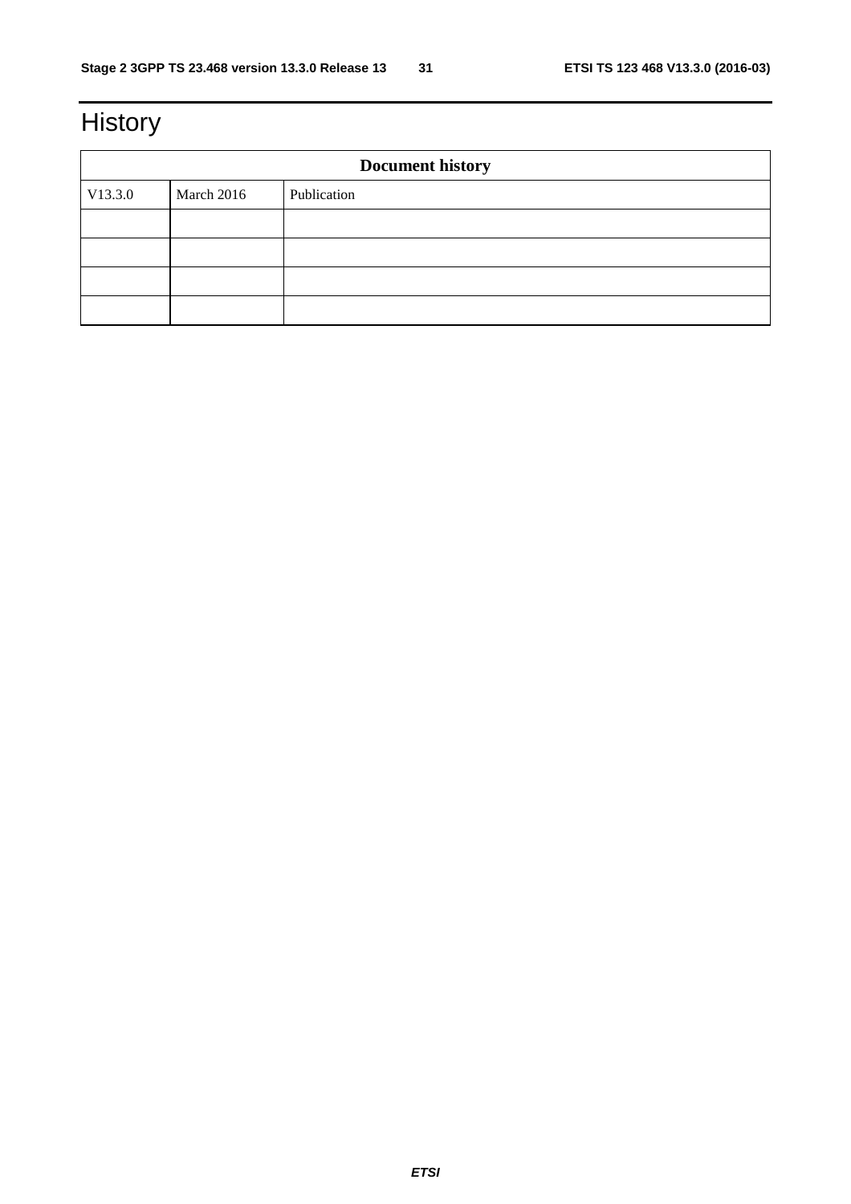# History

| Document history | | |
|---|---|---|
| V13.3.0 | March 2016 | Publication |
| | | |
| | | |
| | | |
| | | |